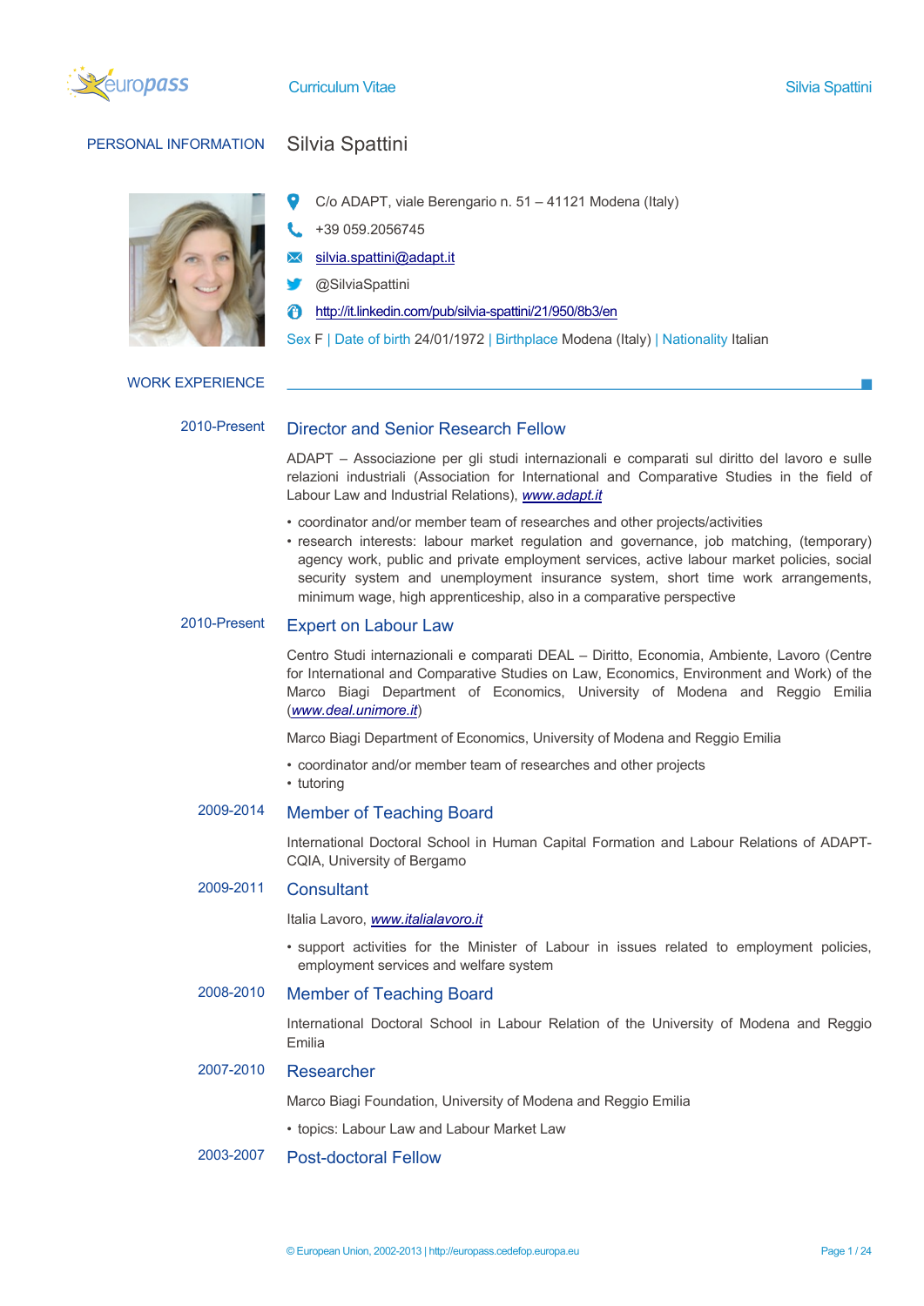# Curriculum Vitae

## PERSONAL INFORMATION

### Silvia Spattini

C/o ADAPT, viale Berengario n. 51 – 41121 Modena (Italy)

+39 059.2056745

silvia.spattini@adapt.it

@SilviaSpattini

http://it.linkedin.com/pub/silvia-spattini/21/950/8b3/en

Sex F | Date of birth 24/01/1972 | Birthplace Modena (Italy) | Nationality Italian

## WORK EXPERIENCE

**2010-Present**

### Director and Senior Research Fellow

ADAPT – Associazione per gli studi internazionali e comparati sul diritto del lavoro e sulle relazioni industriali (Association for International and Comparative Studies in the field of Labour Law and Industrial Relations), *www.adapt.it*

- coordinator and/or member team of researches and other projects/activities
- research interests: labour market regulation and governance, job matching, (temporary) agency work, public and private employment services, active labour market policies, social security system and unemployment insurance system, short time work arrangements, minimum wage, high apprenticeship, also in a comparative perspective

**2010-Present**

### Expert on Labour Law

Centro Studi internazionali e comparati DEAL – Diritto, Economia, Ambiente, Lavoro (Centre for International and Comparative Studies on Law, Economics, Environment and Work) of the Marco Biagi Department of Economics, University of Modena and Reggio Emilia (*www.deal.unimore.it*)

Marco Biagi Department of Economics, University of Modena and Reggio Emilia

- coordinator and/or member team of researches and other projects
- tutoring

**2009-2014**

### Member of Teaching Board

International Doctoral School in Human Capital Formation and Labour Relations of ADAPT-CQIA, University of Bergamo

**2009-2011**

### Consultant

Italia Lavoro, *www.italialavoro.it*

- support activities for the Minister of Labour in issues related to employment policies, employment services and welfare system

**2008-2010**

### Member of Teaching Board

International Doctoral School in Labour Relation of the University of Modena and Reggio Emilia

**2007-2010**

### Researcher

Marco Biagi Foundation, University of Modena and Reggio Emilia

- topics: Labour Law and Labour Market Law

**2003-2007**

### Post-doctoral Fellow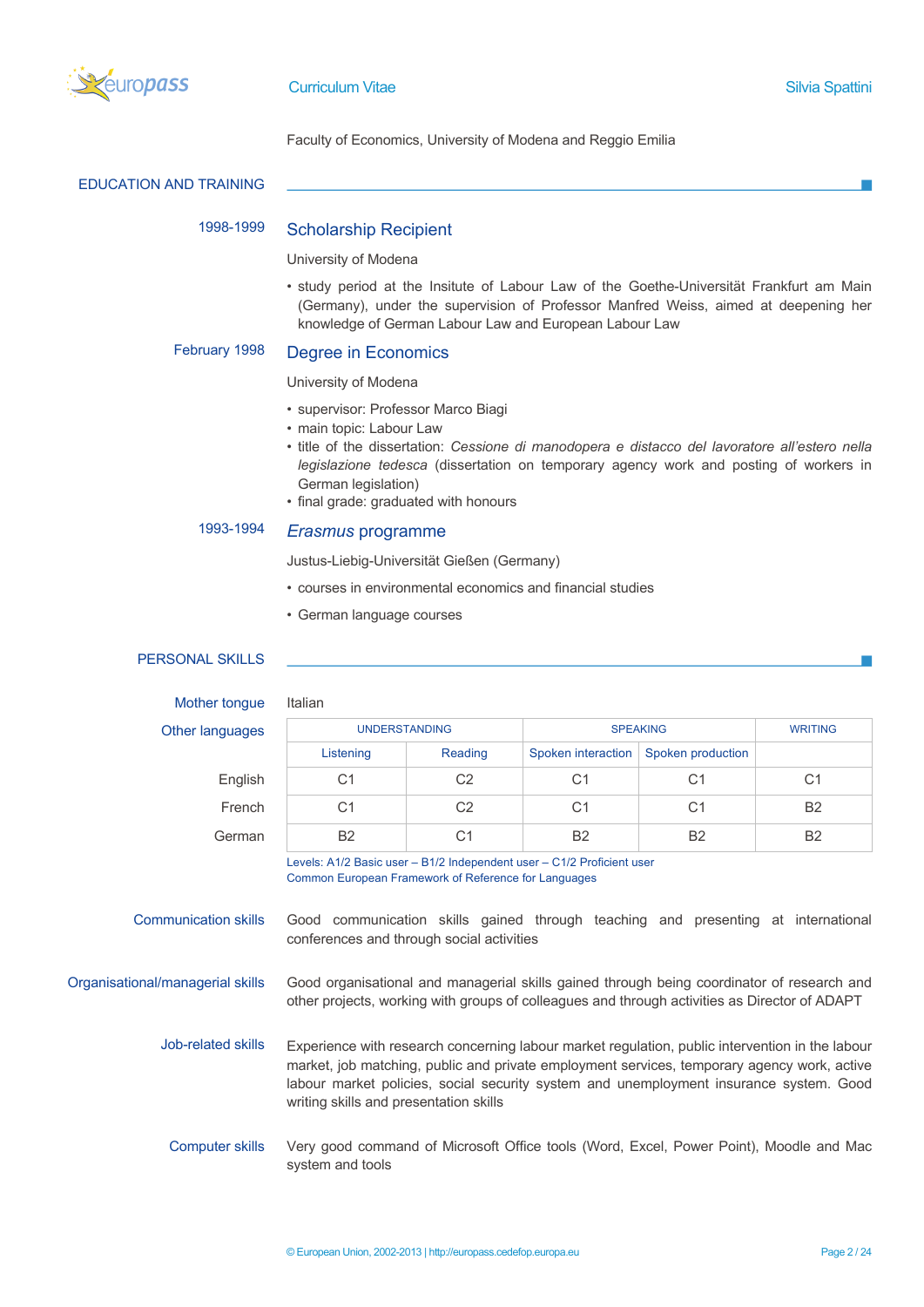Faculty of Economics, University of Modena and Reggio Emilia

## EDUCATION AND TRAINING

**1998-1999**

### Scholarship Recipient

University of Modena

- study period at the Insitute of Labour Law of the Goethe-Universität Frankfurt am Main (Germany), under the supervision of Professor Manfred Weiss, aimed at deepening her knowledge of German Labour Law and European Labour Law

**February 1998**

### Degree in Economics

University of Modena

- supervisor: Professor Marco Biagi
- main topic: Labour Law
- title of the dissertation: *Cessione di manodopera e distacco del lavoratore all'estero nella legislazione tedesca* (dissertation on temporary agency work and posting of workers in German legislation)
- final grade: graduated with honours

**1993-1994**

### *Erasmus* programme

Justus-Liebig-Universität Gießen (Germany)

- courses in environmental economics and financial studies
- German language courses

## PERSONAL SKILLS

**Mother tongue**: Italian

**Other languages**

| | UNDERSTANDING | | SPEAKING | | WRITING |
|---|---|---|---|---|---|
| | Listening | Reading | Spoken interaction | Spoken production | |
| English | C1 | C2 | C1 | C1 | C1 |
| French | C1 | C2 | C1 | C1 | B2 |
| German | B2 | C1 | B2 | B2 | B2 |

Levels: A1/2 Basic user – B1/2 Independent user – C1/2 Proficient user
Common European Framework of Reference for Languages

**Communication skills**

Good communication skills gained through teaching and presenting at international conferences and through social activities

**Organisational/managerial skills**

Good organisational and managerial skills gained through being coordinator of research and other projects, working with groups of colleagues and through activities as Director of ADAPT

**Job-related skills**

Experience with research concerning labour market regulation, public intervention in the labour market, job matching, public and private employment services, temporary agency work, active labour market policies, social security system and unemployment insurance system. Good writing skills and presentation skills

**Computer skills**

Very good command of Microsoft Office tools (Word, Excel, Power Point), Moodle and Mac system and tools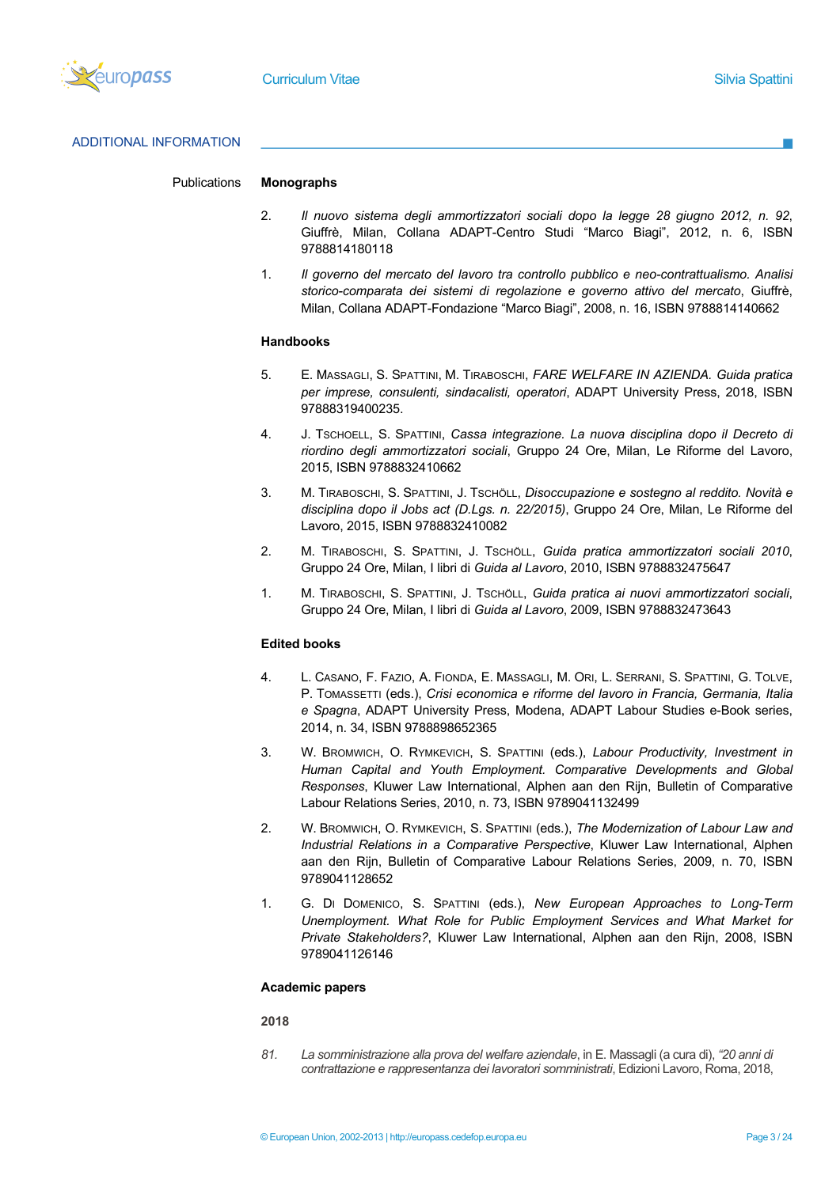## ADDITIONAL INFORMATION

Publications

**Monographs**

2. *Il nuovo sistema degli ammortizzatori sociali dopo la legge 28 giugno 2012, n. 92*, Giuffrè, Milan, Collana ADAPT-Centro Studi "Marco Biagi", 2012, n. 6, ISBN 9788814180118

1. *Il governo del mercato del lavoro tra controllo pubblico e neo-contrattualismo. Analisi storico-comparata dei sistemi di regolazione e governo attivo del mercato*, Giuffrè, Milan, Collana ADAPT-Fondazione "Marco Biagi", 2008, n. 16, ISBN 9788814140662

**Handbooks**

5. E. Massagli, S. Spattini, M. Tiraboschi, *FARE WELFARE IN AZIENDA. Guida pratica per imprese, consulenti, sindacalisti, operatori*, ADAPT University Press, 2018, ISBN 97888319400235.

4. J. Tschoell, S. Spattini, *Cassa integrazione. La nuova disciplina dopo il Decreto di riordino degli ammortizzatori sociali*, Gruppo 24 Ore, Milan, Le Riforme del Lavoro, 2015, ISBN 9788832410662

3. M. Tiraboschi, S. Spattini, J. Tschöll, *Disoccupazione e sostegno al reddito. Novità e disciplina dopo il Jobs act (D.Lgs. n. 22/2015)*, Gruppo 24 Ore, Milan, Le Riforme del Lavoro, 2015, ISBN 9788832410082

2. M. Tiraboschi, S. Spattini, J. Tschöll, *Guida pratica ammortizzatori sociali 2010*, Gruppo 24 Ore, Milan, I libri di *Guida al Lavoro*, 2010, ISBN 9788832475647

1. M. Tiraboschi, S. Spattini, J. Tschöll, *Guida pratica ai nuovi ammortizzatori sociali*, Gruppo 24 Ore, Milan, I libri di *Guida al Lavoro*, 2009, ISBN 9788832473643

**Edited books**

4. L. Casano, F. Fazio, A. Fionda, E. Massagli, M. Ori, L. Serrani, S. Spattini, G. Tolve, P. Tomassetti (eds.), *Crisi economica e riforme del lavoro in Francia, Germania, Italia e Spagna*, ADAPT University Press, Modena, ADAPT Labour Studies e-Book series, 2014, n. 34, ISBN 9788898652365

3. W. Bromwich, O. Rymkevich, S. Spattini (eds.), *Labour Productivity, Investment in Human Capital and Youth Employment. Comparative Developments and Global Responses*, Kluwer Law International, Alphen aan den Rijn, Bulletin of Comparative Labour Relations Series, 2010, n. 73, ISBN 9789041132499

2. W. Bromwich, O. Rymkevich, S. Spattini (eds.), *The Modernization of Labour Law and Industrial Relations in a Comparative Perspective*, Kluwer Law International, Alphen aan den Rijn, Bulletin of Comparative Labour Relations Series, 2009, n. 70, ISBN 9789041128652

1. G. Di Domenico, S. Spattini (eds.), *New European Approaches to Long-Term Unemployment. What Role for Public Employment Services and What Market for Private Stakeholders?*, Kluwer Law International, Alphen aan den Rijn, 2008, ISBN 9789041126146

**Academic papers**

**2018**

*81.* *La somministrazione alla prova del welfare aziendale*, in E. Massagli (a cura di), *"20 anni di contrattazione e rappresentanza dei lavoratori somministrati*, Edizioni Lavoro, Roma, 2018,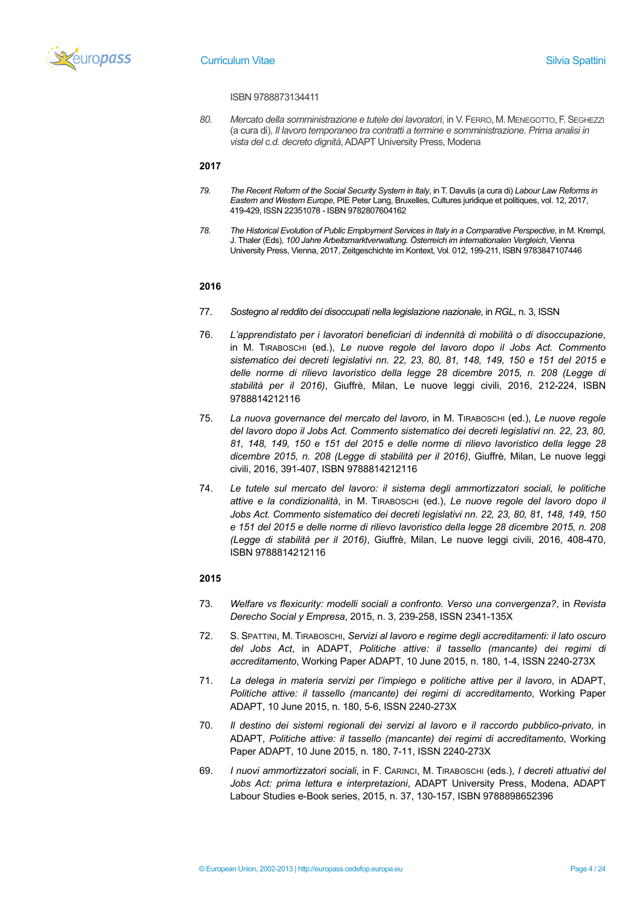ISBN 9788873134411

80. *Mercato della somministrazione e tutele dei lavoratori*, in V. Ferro, M. Menegotto, F. Seghezzi (a cura di), *Il lavoro temporaneo tra contratti a termine e somministrazione. Prima analisi in vista del c.d. decreto dignità*, ADAPT University Press, Modena

**2017**

79. *The Recent Reform of the Social Security System in Italy*, in T. Davulis (a cura di) *Labour Law Reforms in Eastern and Western Europe*, PIE Peter Lang, Bruxelles, Cultures juridique et politiques, vol. 12, 2017, 419-429, ISSN 22351078 - ISBN 9782807604162

78. *The Historical Evolution of Public Employment Services in Italy in a Comparative Perspective*, in M. Krempl, J. Thaler (Eds), *100 Jahre Arbeitsmarktverwaltung. Österreich im internationalen Vergleich*, Vienna University Press, Vienna, 2017, Zeitgeschichte im Kontext, Vol. 012, 199-211, ISBN 9783847107446

**2016**

77. *Sostegno al reddito dei disoccupati nella legislazione nazionale*, in *RGL*, n. 3, ISSN

76. *L'apprendistato per i lavoratori beneficiari di indennità di mobilità o di disoccupazione*, in M. Tiraboschi (ed.), *Le nuove regole del lavoro dopo il Jobs Act. Commento sistematico dei decreti legislativi nn. 22, 23, 80, 81, 148, 149, 150 e 151 del 2015 e delle norme di rilievo lavoristico della legge 28 dicembre 2015, n. 208 (Legge di stabilità per il 2016)*, Giuffrè, Milan, Le nuove leggi civili, 2016, 212-224, ISBN 9788814212116

75. *La nuova governance del mercato del lavoro*, in M. Tiraboschi (ed.), *Le nuove regole del lavoro dopo il Jobs Act. Commento sistematico dei decreti legislativi nn. 22, 23, 80, 81, 148, 149, 150 e 151 del 2015 e delle norme di rilievo lavoristico della legge 28 dicembre 2015, n. 208 (Legge di stabilità per il 2016)*, Giuffrè, Milan, Le nuove leggi civili, 2016, 391-407, ISBN 9788814212116

74. *Le tutele sul mercato del lavoro: il sistema degli ammortizzatori sociali, le politiche attive e la condizionalità*, in M. Tiraboschi (ed.), *Le nuove regole del lavoro dopo il Jobs Act. Commento sistematico dei decreti legislativi nn. 22, 23, 80, 81, 148, 149, 150 e 151 del 2015 e delle norme di rilievo lavoristico della legge 28 dicembre 2015, n. 208 (Legge di stabilità per il 2016)*, Giuffrè, Milan, Le nuove leggi civili, 2016, 408-470, ISBN 9788814212116

**2015**

73. *Welfare vs flexicurity: modelli sociali a confronto. Verso una convergenza?*, in *Revista Derecho Social y Empresa*, 2015, n. 3, 239-258, ISSN 2341-135X

72. S. Spattini, M. Tiraboschi, *Servizi al lavoro e regime degli accreditamenti: il lato oscuro del Jobs Act*, in ADAPT, *Politiche attive: il tassello (mancante) dei regimi di accreditamento*, Working Paper ADAPT, 10 June 2015, n. 180, 1-4, ISSN 2240-273X

71. *La delega in materia servizi per l'impiego e politiche attive per il lavoro*, in ADAPT, *Politiche attive: il tassello (mancante) dei regimi di accreditamento*, Working Paper ADAPT, 10 June 2015, n. 180, 5-6, ISSN 2240-273X

70. *Il destino dei sistemi regionali dei servizi al lavoro e il raccordo pubblico-privato*, in ADAPT, *Politiche attive: il tassello (mancante) dei regimi di accreditamento*, Working Paper ADAPT, 10 June 2015, n. 180, 7-11, ISSN 2240-273X

69. *I nuovi ammortizzatori sociali*, in F. Carinci, M. Tiraboschi (eds.), *I decreti attuativi del Jobs Act: prima lettura e interpretazioni*, ADAPT University Press, Modena, ADAPT Labour Studies e-Book series, 2015, n. 37, 130-157, ISBN 9788898652396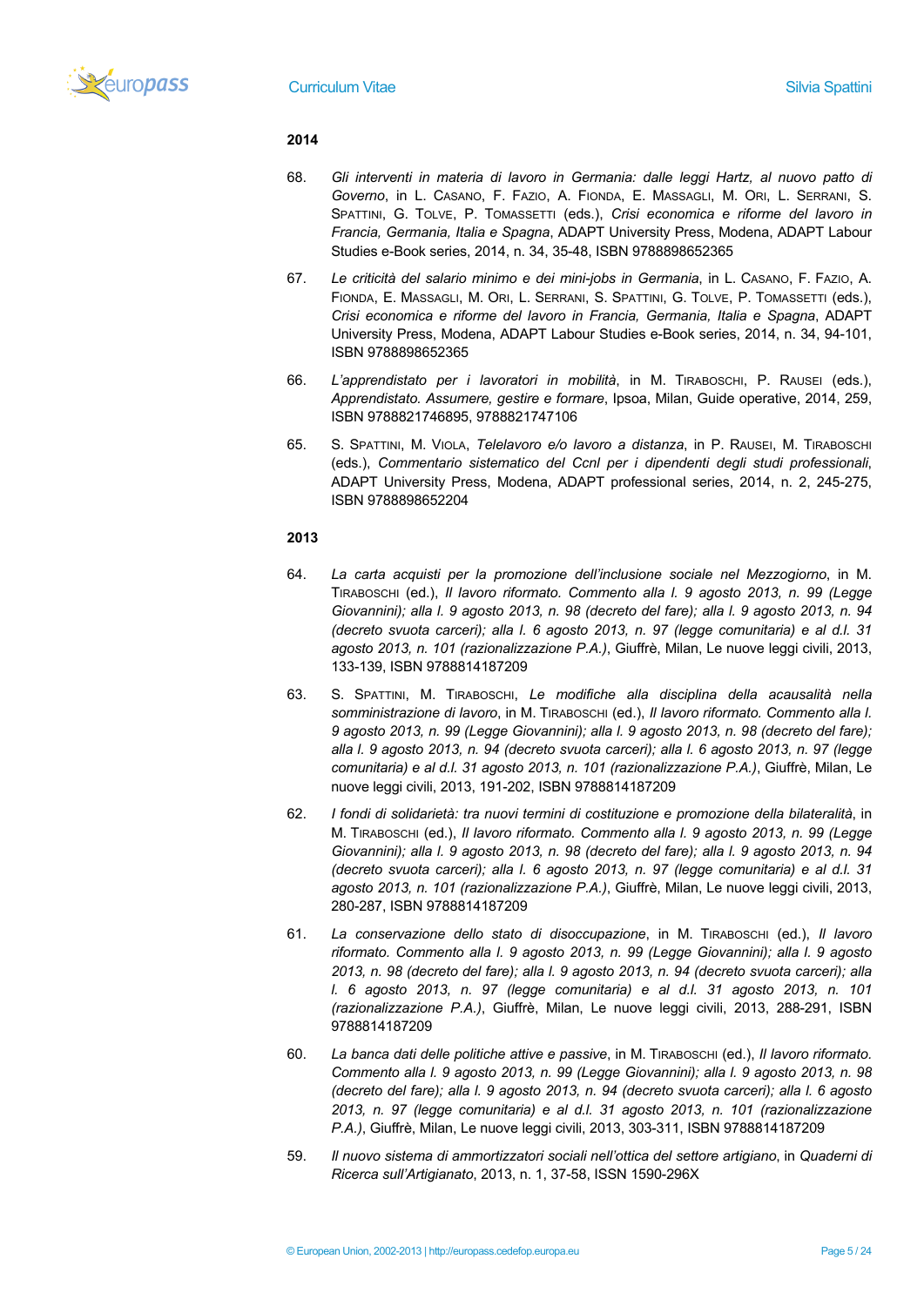**2014**

68. *Gli interventi in materia di lavoro in Germania: dalle leggi Hartz, al nuovo patto di Governo*, in L. Casano, F. Fazio, A. Fionda, E. Massagli, M. Ori, L. Serrani, S. Spattini, G. Tolve, P. Tomassetti (eds.), *Crisi economica e riforme del lavoro in Francia, Germania, Italia e Spagna*, ADAPT University Press, Modena, ADAPT Labour Studies e-Book series, 2014, n. 34, 35-48, ISBN 9788898652365

67. *Le criticità del salario minimo e dei mini-jobs in Germania*, in L. Casano, F. Fazio, A. Fionda, E. Massagli, M. Ori, L. Serrani, S. Spattini, G. Tolve, P. Tomassetti (eds.), *Crisi economica e riforme del lavoro in Francia, Germania, Italia e Spagna*, ADAPT University Press, Modena, ADAPT Labour Studies e-Book series, 2014, n. 34, 94-101, ISBN 9788898652365

66. *L'apprendistato per i lavoratori in mobilità*, in M. Tiraboschi, P. Rausei (eds.), *Apprendistato. Assumere, gestire e formare*, Ipsoa, Milan, Guide operative, 2014, 259, ISBN 9788821746895, 9788821747106

65. S. Spattini, M. Viola, *Telelavoro e/o lavoro a distanza*, in P. Rausei, M. Tiraboschi (eds.), *Commentario sistematico del Ccnl per i dipendenti degli studi professionali*, ADAPT University Press, Modena, ADAPT professional series, 2014, n. 2, 245-275, ISBN 9788898652204

**2013**

64. *La carta acquisti per la promozione dell'inclusione sociale nel Mezzogiorno*, in M. Tiraboschi (ed.), *Il lavoro riformato. Commento alla l. 9 agosto 2013, n. 99 (Legge Giovannini); alla l. 9 agosto 2013, n. 98 (decreto del fare); alla l. 9 agosto 2013, n. 94 (decreto svuota carceri); alla l. 6 agosto 2013, n. 97 (legge comunitaria) e al d.l. 31 agosto 2013, n. 101 (razionalizzazione P.A.)*, Giuffrè, Milan, Le nuove leggi civili, 2013, 133-139, ISBN 9788814187209

63. S. Spattini, M. Tiraboschi, *Le modifiche alla disciplina della acausalità nella somministrazione di lavoro*, in M. Tiraboschi (ed.), *Il lavoro riformato. Commento alla l. 9 agosto 2013, n. 99 (Legge Giovannini); alla l. 9 agosto 2013, n. 98 (decreto del fare); alla l. 9 agosto 2013, n. 94 (decreto svuota carceri); alla l. 6 agosto 2013, n. 97 (legge comunitaria) e al d.l. 31 agosto 2013, n. 101 (razionalizzazione P.A.)*, Giuffrè, Milan, Le nuove leggi civili, 2013, 191-202, ISBN 9788814187209

62. *I fondi di solidarietà: tra nuovi termini di costituzione e promozione della bilateralità*, in M. Tiraboschi (ed.), *Il lavoro riformato. Commento alla l. 9 agosto 2013, n. 99 (Legge Giovannini); alla l. 9 agosto 2013, n. 98 (decreto del fare); alla l. 9 agosto 2013, n. 94 (decreto svuota carceri); alla l. 6 agosto 2013, n. 97 (legge comunitaria) e al d.l. 31 agosto 2013, n. 101 (razionalizzazione P.A.)*, Giuffrè, Milan, Le nuove leggi civili, 2013, 280-287, ISBN 9788814187209

61. *La conservazione dello stato di disoccupazione*, in M. Tiraboschi (ed.), *Il lavoro riformato. Commento alla l. 9 agosto 2013, n. 99 (Legge Giovannini); alla l. 9 agosto 2013, n. 98 (decreto del fare); alla l. 9 agosto 2013, n. 94 (decreto svuota carceri); alla l. 6 agosto 2013, n. 97 (legge comunitaria) e al d.l. 31 agosto 2013, n. 101 (razionalizzazione P.A.)*, Giuffrè, Milan, Le nuove leggi civili, 2013, 288-291, ISBN 9788814187209

60. *La banca dati delle politiche attive e passive*, in M. Tiraboschi (ed.), *Il lavoro riformato. Commento alla l. 9 agosto 2013, n. 99 (Legge Giovannini); alla l. 9 agosto 2013, n. 98 (decreto del fare); alla l. 9 agosto 2013, n. 94 (decreto svuota carceri); alla l. 6 agosto 2013, n. 97 (legge comunitaria) e al d.l. 31 agosto 2013, n. 101 (razionalizzazione P.A.)*, Giuffrè, Milan, Le nuove leggi civili, 2013, 303-311, ISBN 9788814187209

59. *Il nuovo sistema di ammortizzatori sociali nell'ottica del settore artigiano*, in *Quaderni di Ricerca sull'Artigianato*, 2013, n. 1, 37-58, ISSN 1590-296X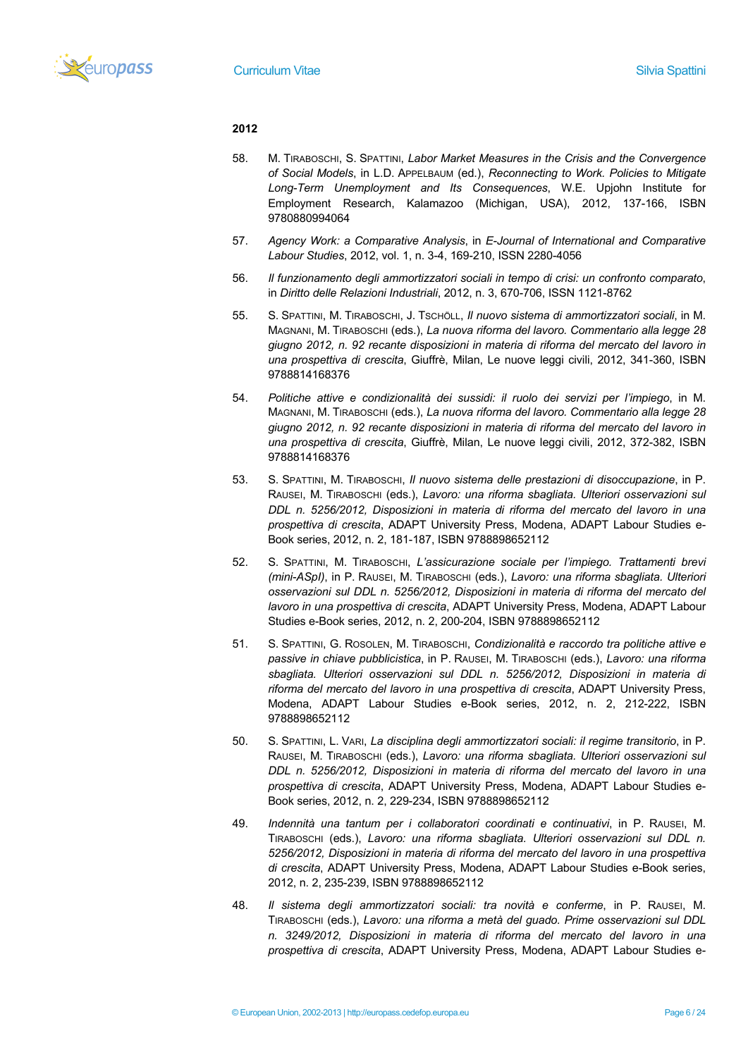**2012**

58. M. TIRABOSCHI, S. SPATTINI, *Labor Market Measures in the Crisis and the Convergence of Social Models*, in L.D. APPELBAUM (ed.), *Reconnecting to Work. Policies to Mitigate Long-Term Unemployment and Its Consequences*, W.E. Upjohn Institute for Employment Research, Kalamazoo (Michigan, USA), 2012, 137-166, ISBN 9780880994064

57. *Agency Work: a Comparative Analysis*, in *E-Journal of International and Comparative Labour Studies*, 2012, vol. 1, n. 3-4, 169-210, ISSN 2280-4056

56. *Il funzionamento degli ammortizzatori sociali in tempo di crisi: un confronto comparato*, in *Diritto delle Relazioni Industriali*, 2012, n. 3, 670-706, ISSN 1121-8762

55. S. SPATTINI, M. TIRABOSCHI, J. TSCHÖLL, *Il nuovo sistema di ammortizzatori sociali*, in M. MAGNANI, M. TIRABOSCHI (eds.), *La nuova riforma del lavoro. Commentario alla legge 28 giugno 2012, n. 92 recante disposizioni in materia di riforma del mercato del lavoro in una prospettiva di crescita*, Giuffrè, Milan, Le nuove leggi civili, 2012, 341-360, ISBN 9788814168376

54. *Politiche attive e condizionalità dei sussidi: il ruolo dei servizi per l'impiego*, in M. MAGNANI, M. TIRABOSCHI (eds.), *La nuova riforma del lavoro. Commentario alla legge 28 giugno 2012, n. 92 recante disposizioni in materia di riforma del mercato del lavoro in una prospettiva di crescita*, Giuffrè, Milan, Le nuove leggi civili, 2012, 372-382, ISBN 9788814168376

53. S. SPATTINI, M. TIRABOSCHI, *Il nuovo sistema delle prestazioni di disoccupazione*, in P. RAUSEI, M. TIRABOSCHI (eds.), *Lavoro: una riforma sbagliata. Ulteriori osservazioni sul DDL n. 5256/2012, Disposizioni in materia di riforma del mercato del lavoro in una prospettiva di crescita*, ADAPT University Press, Modena, ADAPT Labour Studies e-Book series, 2012, n. 2, 181-187, ISBN 9788898652112

52. S. SPATTINI, M. TIRABOSCHI, *L'assicurazione sociale per l'impiego. Trattamenti brevi (mini-ASpI)*, in P. RAUSEI, M. TIRABOSCHI (eds.), *Lavoro: una riforma sbagliata. Ulteriori osservazioni sul DDL n. 5256/2012, Disposizioni in materia di riforma del mercato del lavoro in una prospettiva di crescita*, ADAPT University Press, Modena, ADAPT Labour Studies e-Book series, 2012, n. 2, 200-204, ISBN 9788898652112

51. S. SPATTINI, G. ROSOLEN, M. TIRABOSCHI, *Condizionalità e raccordo tra politiche attive e passive in chiave pubblicistica*, in P. RAUSEI, M. TIRABOSCHI (eds.), *Lavoro: una riforma sbagliata. Ulteriori osservazioni sul DDL n. 5256/2012, Disposizioni in materia di riforma del mercato del lavoro in una prospettiva di crescita*, ADAPT University Press, Modena, ADAPT Labour Studies e-Book series, 2012, n. 2, 212-222, ISBN 9788898652112

50. S. SPATTINI, L. VARI, *La disciplina degli ammortizzatori sociali: il regime transitorio*, in P. RAUSEI, M. TIRABOSCHI (eds.), *Lavoro: una riforma sbagliata. Ulteriori osservazioni sul DDL n. 5256/2012, Disposizioni in materia di riforma del mercato del lavoro in una prospettiva di crescita*, ADAPT University Press, Modena, ADAPT Labour Studies e-Book series, 2012, n. 2, 229-234, ISBN 9788898652112

49. *Indennità una tantum per i collaboratori coordinati e continuativi*, in P. RAUSEI, M. TIRABOSCHI (eds.), *Lavoro: una riforma sbagliata. Ulteriori osservazioni sul DDL n. 5256/2012, Disposizioni in materia di riforma del mercato del lavoro in una prospettiva di crescita*, ADAPT University Press, Modena, ADAPT Labour Studies e-Book series, 2012, n. 2, 235-239, ISBN 9788898652112

48. *Il sistema degli ammortizzatori sociali: tra novità e conferme*, in P. RAUSEI, M. TIRABOSCHI (eds.), *Lavoro: una riforma a metà del guado. Prime osservazioni sul DDL n. 3249/2012, Disposizioni in materia di riforma del mercato del lavoro in una prospettiva di crescita*, ADAPT University Press, Modena, ADAPT Labour Studies e-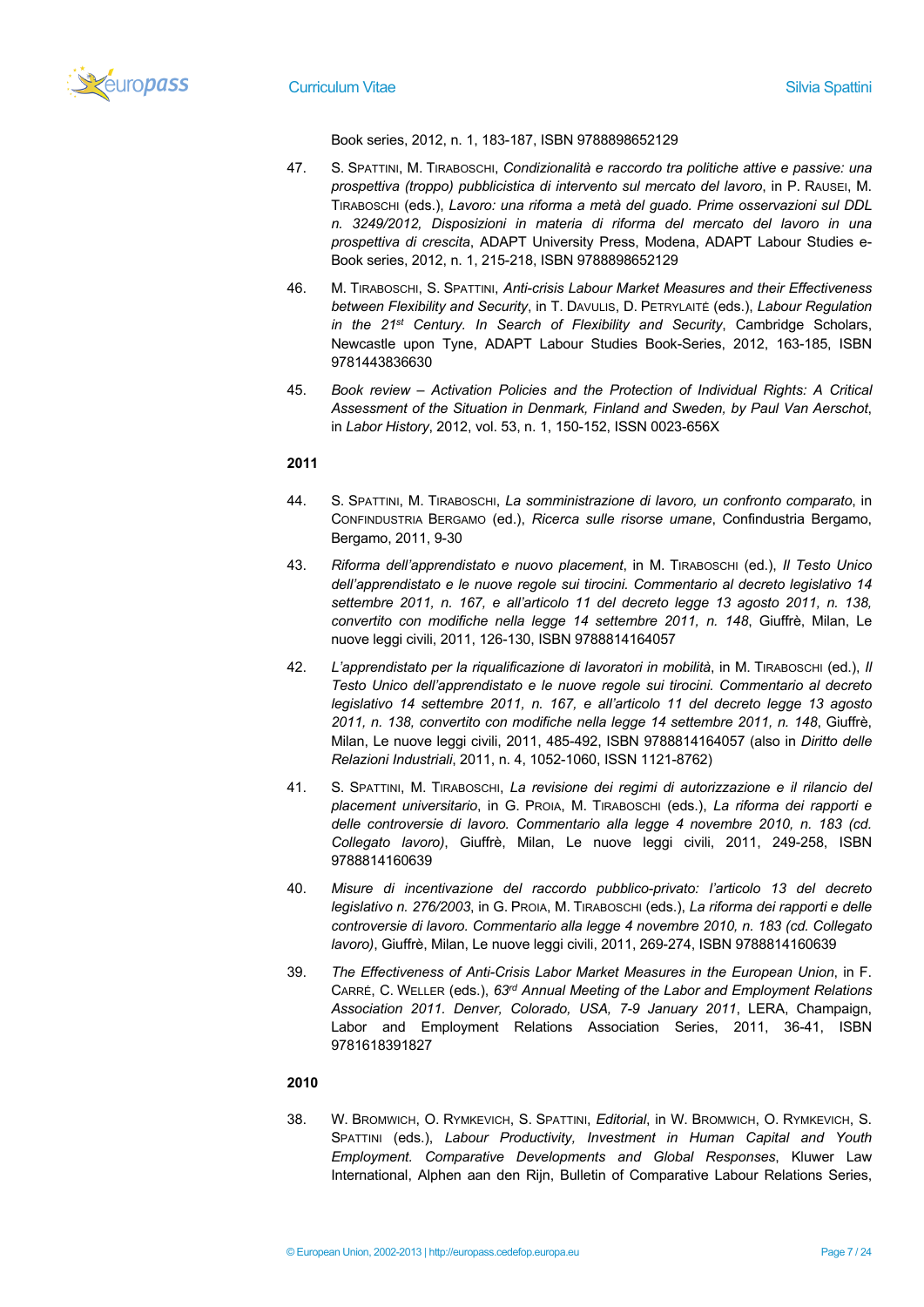Book series, 2012, n. 1, 183-187, ISBN 9788898652129

47. S. Spattini, M. Tiraboschi, *Condizionalità e raccordo tra politiche attive e passive: una prospettiva (troppo) pubblicistica di intervento sul mercato del lavoro*, in P. Rausei, M. Tiraboschi (eds.), *Lavoro: una riforma a metà del guado. Prime osservazioni sul DDL n. 3249/2012, Disposizioni in materia di riforma del mercato del lavoro in una prospettiva di crescita*, ADAPT University Press, Modena, ADAPT Labour Studies e-Book series, 2012, n. 1, 215-218, ISBN 9788898652129

46. M. Tiraboschi, S. Spattini, *Anti-crisis Labour Market Measures and their Effectiveness between Flexibility and Security*, in T. Davulis, D. Petrylaitė (eds.), *Labour Regulation in the 21st Century. In Search of Flexibility and Security*, Cambridge Scholars, Newcastle upon Tyne, ADAPT Labour Studies Book-Series, 2012, 163-185, ISBN 9781443836630

45. *Book review – Activation Policies and the Protection of Individual Rights: A Critical Assessment of the Situation in Denmark, Finland and Sweden, by Paul Van Aerschot*, in *Labor History*, 2012, vol. 53, n. 1, 150-152, ISSN 0023-656X

**2011**

44. S. Spattini, M. Tiraboschi, *La somministrazione di lavoro, un confronto comparato*, in Confindustria Bergamo (ed.), *Ricerca sulle risorse umane*, Confindustria Bergamo, Bergamo, 2011, 9-30

43. *Riforma dell'apprendistato e nuovo placement*, in M. Tiraboschi (ed.), *Il Testo Unico dell'apprendistato e le nuove regole sui tirocini. Commentario al decreto legislativo 14 settembre 2011, n. 167, e all'articolo 11 del decreto legge 13 agosto 2011, n. 138, convertito con modifiche nella legge 14 settembre 2011, n. 148*, Giuffrè, Milan, Le nuove leggi civili, 2011, 126-130, ISBN 9788814164057

42. *L'apprendistato per la riqualificazione di lavoratori in mobilità*, in M. Tiraboschi (ed.), *Il Testo Unico dell'apprendistato e le nuove regole sui tirocini. Commentario al decreto legislativo 14 settembre 2011, n. 167, e all'articolo 11 del decreto legge 13 agosto 2011, n. 138, convertito con modifiche nella legge 14 settembre 2011, n. 148*, Giuffrè, Milan, Le nuove leggi civili, 2011, 485-492, ISBN 9788814164057 (also in *Diritto delle Relazioni Industriali*, 2011, n. 4, 1052-1060, ISSN 1121-8762)

41. S. Spattini, M. Tiraboschi, *La revisione dei regimi di autorizzazione e il rilancio del placement universitario*, in G. Proia, M. Tiraboschi (eds.), *La riforma dei rapporti e delle controversie di lavoro. Commentario alla legge 4 novembre 2010, n. 183 (cd. Collegato lavoro)*, Giuffrè, Milan, Le nuove leggi civili, 2011, 249-258, ISBN 9788814160639

40. *Misure di incentivazione del raccordo pubblico-privato: l'articolo 13 del decreto legislativo n. 276/2003*, in G. Proia, M. Tiraboschi (eds.), *La riforma dei rapporti e delle controversie di lavoro. Commentario alla legge 4 novembre 2010, n. 183 (cd. Collegato lavoro)*, Giuffrè, Milan, Le nuove leggi civili, 2011, 269-274, ISBN 9788814160639

39. *The Effectiveness of Anti-Crisis Labor Market Measures in the European Union*, in F. Carré, C. Weller (eds.), *63rd Annual Meeting of the Labor and Employment Relations Association 2011. Denver, Colorado, USA, 7-9 January 2011*, LERA, Champaign, Labor and Employment Relations Association Series, 2011, 36-41, ISBN 9781618391827

**2010**

38. W. Bromwich, O. Rymkevich, S. Spattini, *Editorial*, in W. Bromwich, O. Rymkevich, S. Spattini (eds.), *Labour Productivity, Investment in Human Capital and Youth Employment. Comparative Developments and Global Responses*, Kluwer Law International, Alphen aan den Rijn, Bulletin of Comparative Labour Relations Series,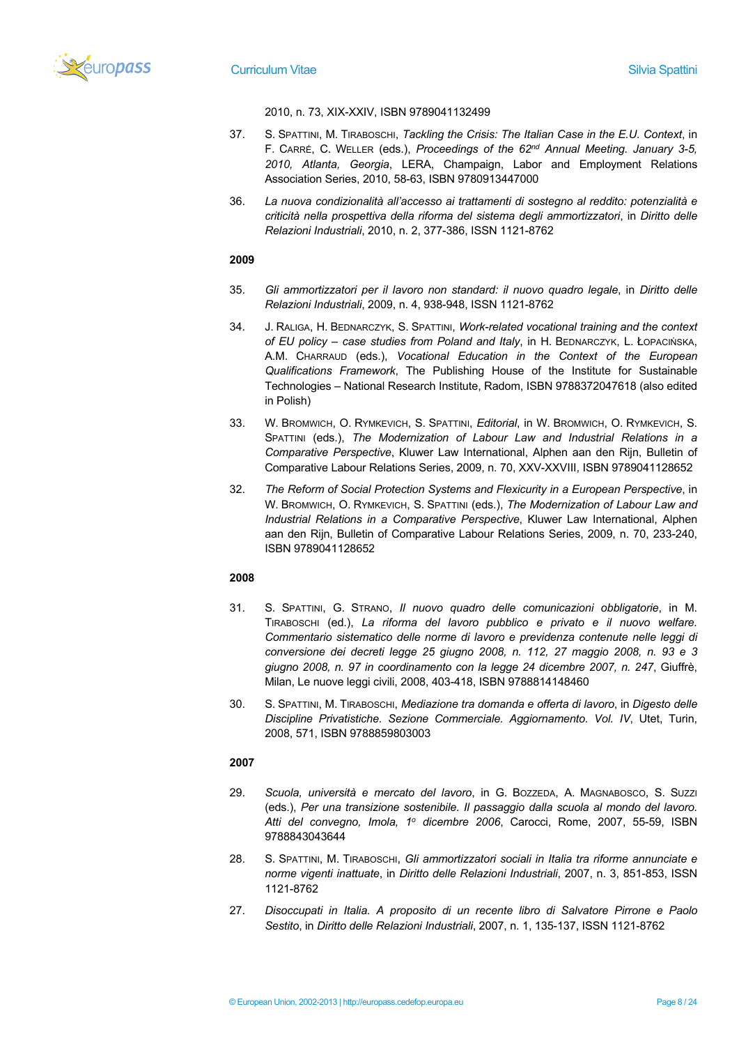2010, n. 73, XIX-XXIV, ISBN 9789041132499

37. S. Spattini, M. Tiraboschi, *Tackling the Crisis: The Italian Case in the E.U. Context*, in F. Carré, C. Weller (eds.), *Proceedings of the 62nd Annual Meeting. January 3-5, 2010, Atlanta, Georgia*, LERA, Champaign, Labor and Employment Relations Association Series, 2010, 58-63, ISBN 9780913447000

36. *La nuova condizionalità all'accesso ai trattamenti di sostegno al reddito: potenzialità e criticità nella prospettiva della riforma del sistema degli ammortizzatori*, in *Diritto delle Relazioni Industriali*, 2010, n. 2, 377-386, ISSN 1121-8762

**2009**

35. *Gli ammortizzatori per il lavoro non standard: il nuovo quadro legale*, in *Diritto delle Relazioni Industriali*, 2009, n. 4, 938-948, ISSN 1121-8762

34. J. Raliga, H. Bednarczyk, S. Spattini, *Work-related vocational training and the context of EU policy – case studies from Poland and Italy*, in H. Bednarczyk, L. Łopacińska, A.M. Charraud (eds.), *Vocational Education in the Context of the European Qualifications Framework*, The Publishing House of the Institute for Sustainable Technologies – National Research Institute, Radom, ISBN 9788372047618 (also edited in Polish)

33. W. Bromwich, O. Rymkevich, S. Spattini, *Editorial*, in W. Bromwich, O. Rymkevich, S. Spattini (eds.), *The Modernization of Labour Law and Industrial Relations in a Comparative Perspective*, Kluwer Law International, Alphen aan den Rijn, Bulletin of Comparative Labour Relations Series, 2009, n. 70, XXV-XXVIII, ISBN 9789041128652

32. *The Reform of Social Protection Systems and Flexicurity in a European Perspective*, in W. Bromwich, O. Rymkevich, S. Spattini (eds.), *The Modernization of Labour Law and Industrial Relations in a Comparative Perspective*, Kluwer Law International, Alphen aan den Rijn, Bulletin of Comparative Labour Relations Series, 2009, n. 70, 233-240, ISBN 9789041128652

**2008**

31. S. Spattini, G. Strano, *Il nuovo quadro delle comunicazioni obbligatorie*, in M. Tiraboschi (ed.), *La riforma del lavoro pubblico e privato e il nuovo welfare. Commentario sistematico delle norme di lavoro e previdenza contenute nelle leggi di conversione dei decreti legge 25 giugno 2008, n. 112, 27 maggio 2008, n. 93 e 3 giugno 2008, n. 97 in coordinamento con la legge 24 dicembre 2007, n. 247*, Giuffrè, Milan, Le nuove leggi civili, 2008, 403-418, ISBN 9788814148460

30. S. Spattini, M. Tiraboschi, *Mediazione tra domanda e offerta di lavoro*, in *Digesto delle Discipline Privatistiche. Sezione Commerciale. Aggiornamento. Vol. IV*, Utet, Turin, 2008, 571, ISBN 9788859803003

**2007**

29. *Scuola, università e mercato del lavoro*, in G. Bozzeda, A. Magnabosco, S. Suzzi (eds.), *Per una transizione sostenibile. Il passaggio dalla scuola al mondo del lavoro. Atti del convegno, Imola, 1° dicembre 2006*, Carocci, Rome, 2007, 55-59, ISBN 9788843043644

28. S. Spattini, M. Tiraboschi, *Gli ammortizzatori sociali in Italia tra riforme annunciate e norme vigenti inattuate*, in *Diritto delle Relazioni Industriali*, 2007, n. 3, 851-853, ISSN 1121-8762

27. *Disoccupati in Italia. A proposito di un recente libro di Salvatore Pirrone e Paolo Sestito*, in *Diritto delle Relazioni Industriali*, 2007, n. 1, 135-137, ISSN 1121-8762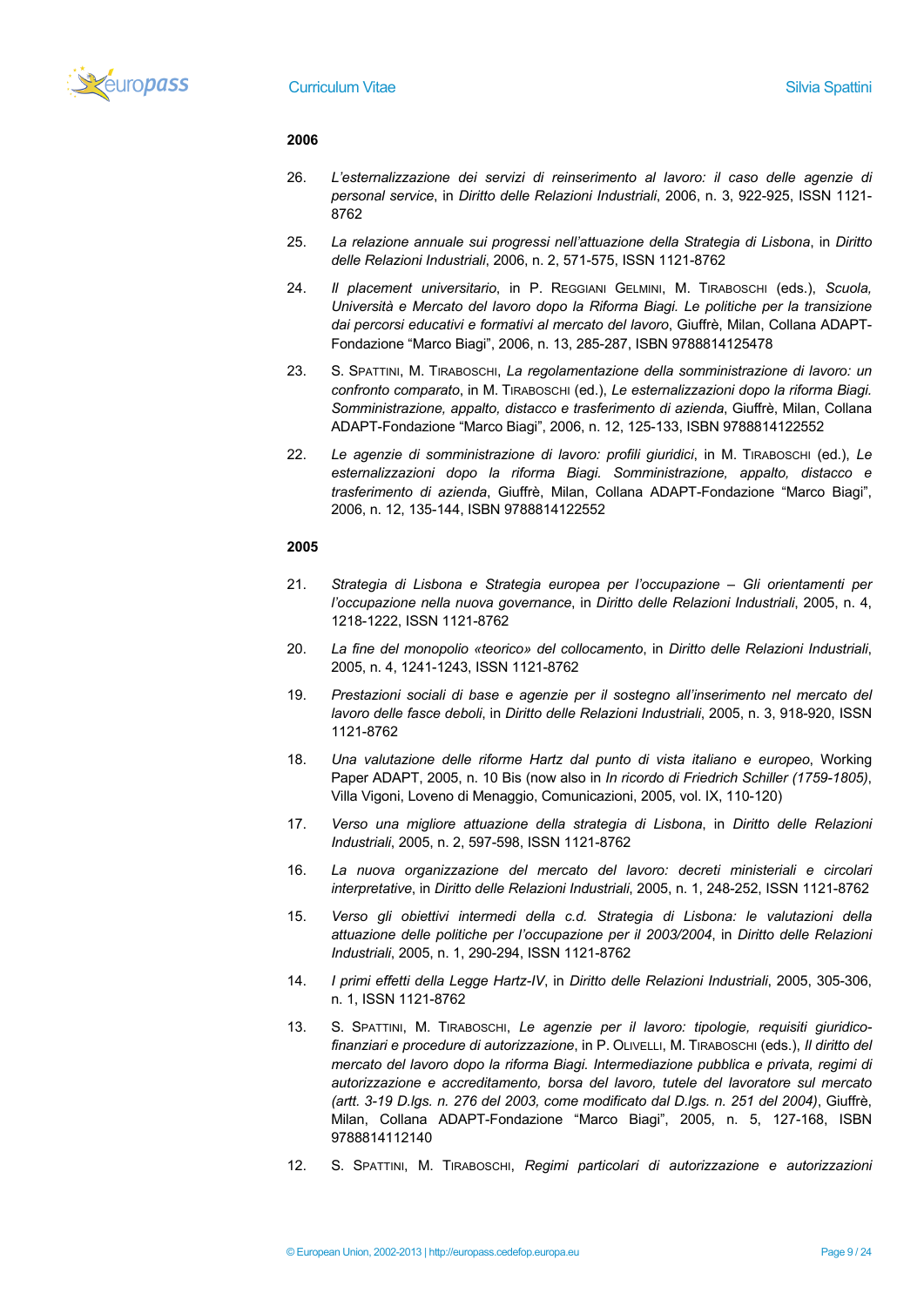**2006**

26. *L'esternalizzazione dei servizi di reinserimento al lavoro: il caso delle agenzie di personal service*, in *Diritto delle Relazioni Industriali*, 2006, n. 3, 922-925, ISSN 1121-8762

25. *La relazione annuale sui progressi nell'attuazione della Strategia di Lisbona*, in *Diritto delle Relazioni Industriali*, 2006, n. 2, 571-575, ISSN 1121-8762

24. *Il placement universitario*, in P. Reggiani Gelmini, M. Tiraboschi (eds.), *Scuola, Università e Mercato del lavoro dopo la Riforma Biagi. Le politiche per la transizione dai percorsi educativi e formativi al mercato del lavoro*, Giuffrè, Milan, Collana ADAPT-Fondazione "Marco Biagi", 2006, n. 13, 285-287, ISBN 9788814125478

23. S. Spattini, M. Tiraboschi, *La regolamentazione della somministrazione di lavoro: un confronto comparato*, in M. Tiraboschi (ed.), *Le esternalizzazioni dopo la riforma Biagi. Somministrazione, appalto, distacco e trasferimento di azienda*, Giuffrè, Milan, Collana ADAPT-Fondazione "Marco Biagi", 2006, n. 12, 125-133, ISBN 9788814122552

22. *Le agenzie di somministrazione di lavoro: profili giuridici*, in M. Tiraboschi (ed.), *Le esternalizzazioni dopo la riforma Biagi. Somministrazione, appalto, distacco e trasferimento di azienda*, Giuffrè, Milan, Collana ADAPT-Fondazione "Marco Biagi", 2006, n. 12, 135-144, ISBN 9788814122552

**2005**

21. *Strategia di Lisbona e Strategia europea per l'occupazione – Gli orientamenti per l'occupazione nella nuova governance*, in *Diritto delle Relazioni Industriali*, 2005, n. 4, 1218-1222, ISSN 1121-8762

20. *La fine del monopolio «teorico» del collocamento*, in *Diritto delle Relazioni Industriali*, 2005, n. 4, 1241-1243, ISSN 1121-8762

19. *Prestazioni sociali di base e agenzie per il sostegno all'inserimento nel mercato del lavoro delle fasce deboli*, in *Diritto delle Relazioni Industriali*, 2005, n. 3, 918-920, ISSN 1121-8762

18. *Una valutazione delle riforme Hartz dal punto di vista italiano e europeo*, Working Paper ADAPT, 2005, n. 10 Bis (now also in *In ricordo di Friedrich Schiller (1759-1805)*, Villa Vigoni, Loveno di Menaggio, Comunicazioni, 2005, vol. IX, 110-120)

17. *Verso una migliore attuazione della strategia di Lisbona*, in *Diritto delle Relazioni Industriali*, 2005, n. 2, 597-598, ISSN 1121-8762

16. *La nuova organizzazione del mercato del lavoro: decreti ministeriali e circolari interpretative*, in *Diritto delle Relazioni Industriali*, 2005, n. 1, 248-252, ISSN 1121-8762

15. *Verso gli obiettivi intermedi della c.d. Strategia di Lisbona: le valutazioni della attuazione delle politiche per l'occupazione per il 2003/2004*, in *Diritto delle Relazioni Industriali*, 2005, n. 1, 290-294, ISSN 1121-8762

14. *I primi effetti della Legge Hartz-IV*, in *Diritto delle Relazioni Industriali*, 2005, 305-306, n. 1, ISSN 1121-8762

13. S. Spattini, M. Tiraboschi, *Le agenzie per il lavoro: tipologie, requisiti giuridico-finanziari e procedure di autorizzazione*, in P. Olivelli, M. Tiraboschi (eds.), *Il diritto del mercato del lavoro dopo la riforma Biagi. Intermediazione pubblica e privata, regimi di autorizzazione e accreditamento, borsa del lavoro, tutele del lavoratore sul mercato (artt. 3-19 D.lgs. n. 276 del 2003, come modificato dal D.lgs. n. 251 del 2004)*, Giuffrè, Milan, Collana ADAPT-Fondazione "Marco Biagi", 2005, n. 5, 127-168, ISBN 9788814112140

12. S. Spattini, M. Tiraboschi, *Regimi particolari di autorizzazione e autorizzazioni*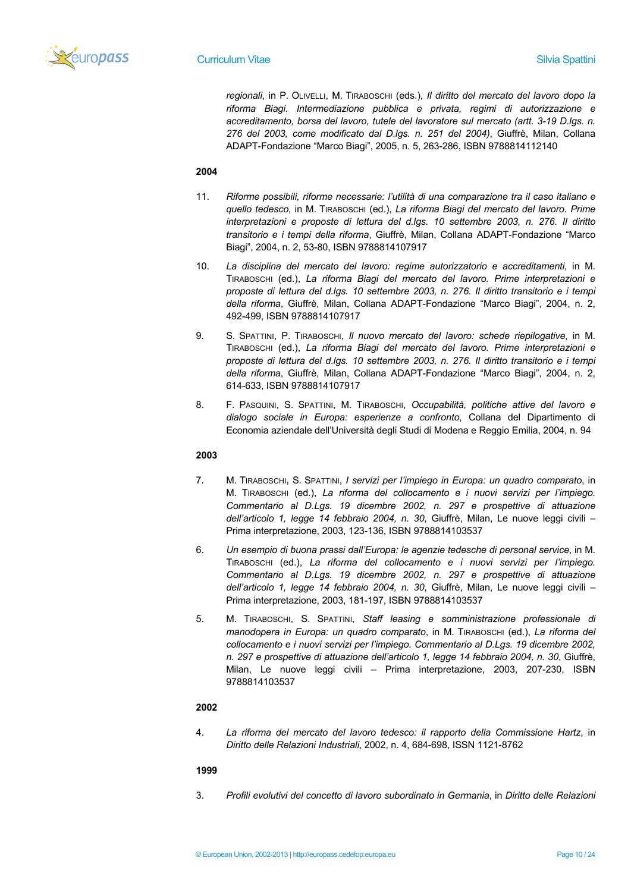*regionali*, in P. OLIVELLI, M. TIRABOSCHI (eds.), *Il diritto del mercato del lavoro dopo la riforma Biagi. Intermediazione pubblica e privata, regimi di autorizzazione e accreditamento, borsa del lavoro, tutele del lavoratore sul mercato (artt. 3-19 D.lgs. n. 276 del 2003, come modificato dal D.lgs. n. 251 del 2004)*, Giuffrè, Milan, Collana ADAPT-Fondazione "Marco Biagi", 2005, n. 5, 263-286, ISBN 9788814112140

**2004**

11. *Riforme possibili, riforme necessarie: l'utilità di una comparazione tra il caso italiano e quello tedesco*, in M. TIRABOSCHI (ed.), *La riforma Biagi del mercato del lavoro. Prime interpretazioni e proposte di lettura del d.lgs. 10 settembre 2003, n. 276. Il diritto transitorio e i tempi della riforma*, Giuffrè, Milan, Collana ADAPT-Fondazione "Marco Biagi", 2004, n. 2, 53-80, ISBN 9788814107917

10. *La disciplina del mercato del lavoro: regime autorizzatorio e accreditamenti*, in M. TIRABOSCHI (ed.), *La riforma Biagi del mercato del lavoro. Prime interpretazioni e proposte di lettura del d.lgs. 10 settembre 2003, n. 276. Il diritto transitorio e i tempi della riforma*, Giuffrè, Milan, Collana ADAPT-Fondazione "Marco Biagi", 2004, n. 2, 492-499, ISBN 9788814107917

9. S. SPATTINI, P. TIRABOSCHI, *Il nuovo mercato del lavoro: schede riepilogative*, in M. TIRABOSCHI (ed.), *La riforma Biagi del mercato del lavoro. Prime interpretazioni e proposte di lettura del d.lgs. 10 settembre 2003, n. 276. Il diritto transitorio e i tempi della riforma*, Giuffrè, Milan, Collana ADAPT-Fondazione "Marco Biagi", 2004, n. 2, 614-633, ISBN 9788814107917

8. F. PASQUINI, S. SPATTINI, M. TIRABOSCHI, *Occupabilità, politiche attive del lavoro e dialogo sociale in Europa: esperienze a confronto*, Collana del Dipartimento di Economia aziendale dell'Università degli Studi di Modena e Reggio Emilia, 2004, n. 94

**2003**

7. M. TIRABOSCHI, S. SPATTINI, *I servizi per l'impiego in Europa: un quadro comparato*, in M. TIRABOSCHI (ed.), *La riforma del collocamento e i nuovi servizi per l'impiego. Commentario al D.Lgs. 19 dicembre 2002, n. 297 e prospettive di attuazione dell'articolo 1, legge 14 febbraio 2004, n. 30*, Giuffrè, Milan, Le nuove leggi civili – Prima interpretazione, 2003, 123-136, ISBN 9788814103537

6. *Un esempio di buona prassi dall'Europa: le agenzie tedesche di personal service*, in M. TIRABOSCHI (ed.), *La riforma del collocamento e i nuovi servizi per l'impiego. Commentario al D.Lgs. 19 dicembre 2002, n. 297 e prospettive di attuazione dell'articolo 1, legge 14 febbraio 2004, n. 30*, Giuffrè, Milan, Le nuove leggi civili – Prima interpretazione, 2003, 181-197, ISBN 9788814103537

5. M. TIRABOSCHI, S. SPATTINI, *Staff leasing e somministrazione professionale di manodopera in Europa: un quadro comparato*, in M. TIRABOSCHI (ed.), *La riforma del collocamento e i nuovi servizi per l'impiego. Commentario al D.Lgs. 19 dicembre 2002, n. 297 e prospettive di attuazione dell'articolo 1, legge 14 febbraio 2004, n. 30*, Giuffrè, Milan, Le nuove leggi civili – Prima interpretazione, 2003, 207-230, ISBN 9788814103537

**2002**

4. *La riforma del mercato del lavoro tedesco: il rapporto della Commissione Hartz*, in *Diritto delle Relazioni Industriali*, 2002, n. 4, 684-698, ISSN 1121-8762

**1999**

3. *Profili evolutivi del concetto di lavoro subordinato in Germania*, in *Diritto delle Relazioni*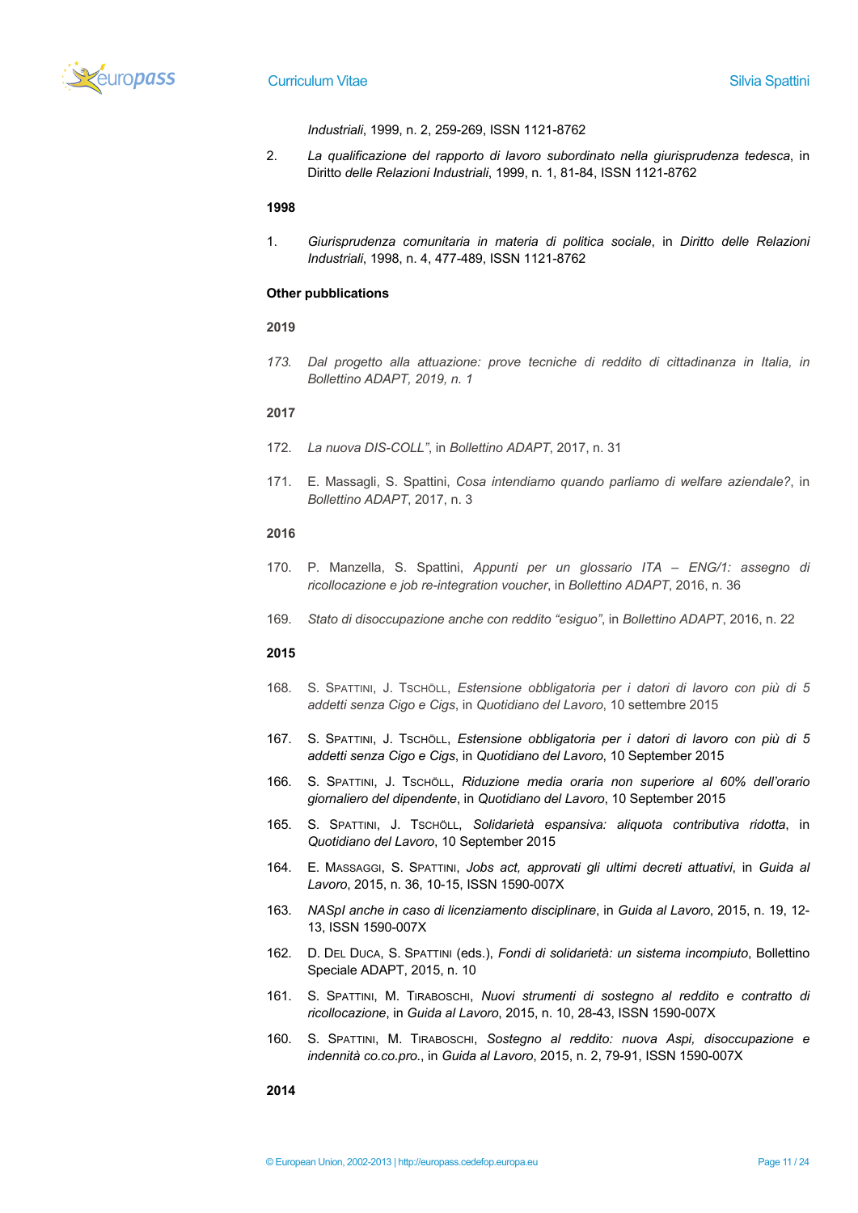*Industriali*, 1999, n. 2, 259-269, ISSN 1121-8762

2. *La qualificazione del rapporto di lavoro subordinato nella giurisprudenza tedesca*, in Diritto *delle Relazioni Industriali*, 1999, n. 1, 81-84, ISSN 1121-8762

**1998**

1. *Giurisprudenza comunitaria in materia di politica sociale*, in *Diritto delle Relazioni Industriali*, 1998, n. 4, 477-489, ISSN 1121-8762

**Other pubblications**

**2019**

173. *Dal progetto alla attuazione: prove tecniche di reddito di cittadinanza in Italia, in Bollettino ADAPT, 2019, n. 1*

**2017**

172. *La nuova DIS-COLL"*, in *Bollettino ADAPT*, 2017, n. 31

171. E. Massagli, S. Spattini, *Cosa intendiamo quando parliamo di welfare aziendale?*, in *Bollettino ADAPT*, 2017, n. 3

**2016**

170. P. Manzella, S. Spattini, *Appunti per un glossario ITA – ENG/1: assegno di ricollocazione e job re-integration voucher*, in *Bollettino ADAPT*, 2016, n. 36

169. *Stato di disoccupazione anche con reddito "esiguo"*, in *Bollettino ADAPT*, 2016, n. 22

**2015**

168. S. Spattini, J. Tschöll, *Estensione obbligatoria per i datori di lavoro con più di 5 addetti senza Cigo e Cigs*, in *Quotidiano del Lavoro*, 10 settembre 2015

167. S. Spattini, J. Tschöll, *Estensione obbligatoria per i datori di lavoro con più di 5 addetti senza Cigo e Cigs*, in *Quotidiano del Lavoro*, 10 September 2015

166. S. Spattini, J. Tschöll, *Riduzione media oraria non superiore al 60% dell'orario giornaliero del dipendente*, in *Quotidiano del Lavoro*, 10 September 2015

165. S. Spattini, J. Tschöll, *Solidarietà espansiva: aliquota contributiva ridotta*, in *Quotidiano del Lavoro*, 10 September 2015

164. E. Massaggi, S. Spattini, *Jobs act, approvati gli ultimi decreti attuativi*, in *Guida al Lavoro*, 2015, n. 36, 10-15, ISSN 1590-007X

163. *NASpI anche in caso di licenziamento disciplinare*, in *Guida al Lavoro*, 2015, n. 19, 12-13, ISSN 1590-007X

162. D. Del Duca, S. Spattini (eds.), *Fondi di solidarietà: un sistema incompiuto*, Bollettino Speciale ADAPT, 2015, n. 10

161. S. Spattini, M. Tiraboschi, *Nuovi strumenti di sostegno al reddito e contratto di ricollocazione*, in *Guida al Lavoro*, 2015, n. 10, 28-43, ISSN 1590-007X

160. S. Spattini, M. Tiraboschi, *Sostegno al reddito: nuova Aspi, disoccupazione e indennità co.co.pro.*, in *Guida al Lavoro*, 2015, n. 2, 79-91, ISSN 1590-007X

**2014**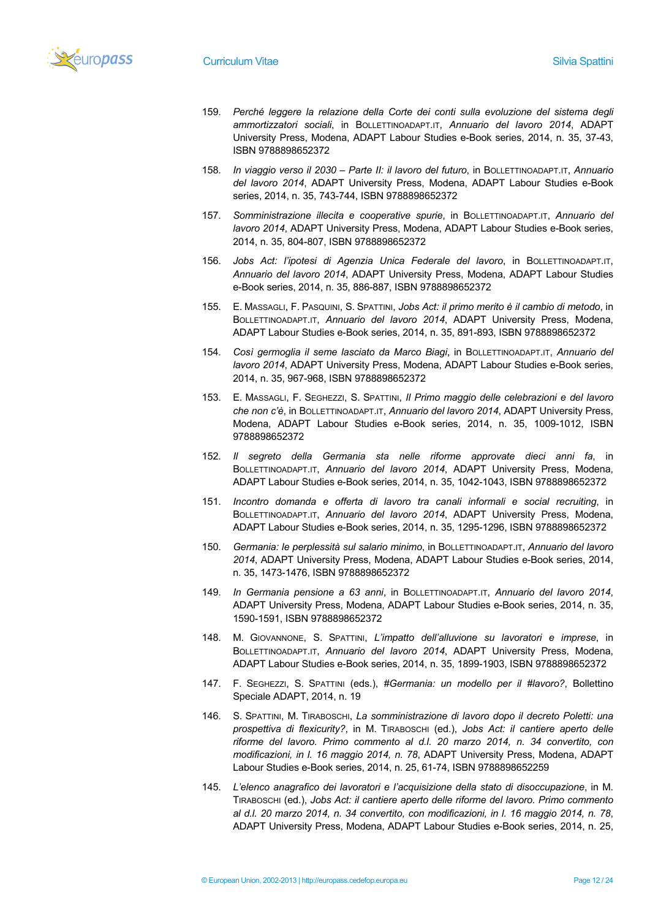159. *Perché leggere la relazione della Corte dei conti sulla evoluzione del sistema degli ammortizzatori sociali*, in BOLLETTINOADAPT.IT, *Annuario del lavoro 2014*, ADAPT University Press, Modena, ADAPT Labour Studies e-Book series, 2014, n. 35, 37-43, ISBN 9788898652372

158. *In viaggio verso il 2030 – Parte II: il lavoro del futuro*, in BOLLETTINOADAPT.IT, *Annuario del lavoro 2014*, ADAPT University Press, Modena, ADAPT Labour Studies e-Book series, 2014, n. 35, 743-744, ISBN 9788898652372

157. *Somministrazione illecita e cooperative spurie*, in BOLLETTINOADAPT.IT, *Annuario del lavoro 2014*, ADAPT University Press, Modena, ADAPT Labour Studies e-Book series, 2014, n. 35, 804-807, ISBN 9788898652372

156. *Jobs Act: l'ipotesi di Agenzia Unica Federale del lavoro*, in BOLLETTINOADAPT.IT, *Annuario del lavoro 2014*, ADAPT University Press, Modena, ADAPT Labour Studies e-Book series, 2014, n. 35, 886-887, ISBN 9788898652372

155. E. MASSAGLI, F. PASQUINI, S. SPATTINI, *Jobs Act: il primo merito è il cambio di metodo*, in BOLLETTINOADAPT.IT, *Annuario del lavoro 2014*, ADAPT University Press, Modena, ADAPT Labour Studies e-Book series, 2014, n. 35, 891-893, ISBN 9788898652372

154. *Così germoglia il seme lasciato da Marco Biagi*, in BOLLETTINOADAPT.IT, *Annuario del lavoro 2014*, ADAPT University Press, Modena, ADAPT Labour Studies e-Book series, 2014, n. 35, 967-968, ISBN 9788898652372

153. E. MASSAGLI, F. SEGHEZZI, S. SPATTINI, *Il Primo maggio delle celebrazioni e del lavoro che non c'è*, in BOLLETTINOADAPT.IT, *Annuario del lavoro 2014*, ADAPT University Press, Modena, ADAPT Labour Studies e-Book series, 2014, n. 35, 1009-1012, ISBN 9788898652372

152. *Il segreto della Germania sta nelle riforme approvate dieci anni fa*, in BOLLETTINOADAPT.IT, *Annuario del lavoro 2014*, ADAPT University Press, Modena, ADAPT Labour Studies e-Book series, 2014, n. 35, 1042-1043, ISBN 9788898652372

151. *Incontro domanda e offerta di lavoro tra canali informali e social recruiting*, in BOLLETTINOADAPT.IT, *Annuario del lavoro 2014*, ADAPT University Press, Modena, ADAPT Labour Studies e-Book series, 2014, n. 35, 1295-1296, ISBN 9788898652372

150. *Germania: le perplessità sul salario minimo*, in BOLLETTINOADAPT.IT, *Annuario del lavoro 2014*, ADAPT University Press, Modena, ADAPT Labour Studies e-Book series, 2014, n. 35, 1473-1476, ISBN 9788898652372

149. *In Germania pensione a 63 anni*, in BOLLETTINOADAPT.IT, *Annuario del lavoro 2014*, ADAPT University Press, Modena, ADAPT Labour Studies e-Book series, 2014, n. 35, 1590-1591, ISBN 9788898652372

148. M. GIOVANNONE, S. SPATTINI, *L'impatto dell'alluvione su lavoratori e imprese*, in BOLLETTINOADAPT.IT, *Annuario del lavoro 2014*, ADAPT University Press, Modena, ADAPT Labour Studies e-Book series, 2014, n. 35, 1899-1903, ISBN 9788898652372

147. F. SEGHEZZI, S. SPATTINI (eds.), *#Germania: un modello per il #lavoro?*, Bollettino Speciale ADAPT, 2014, n. 19

146. S. SPATTINI, M. TIRABOSCHI, *La somministrazione di lavoro dopo il decreto Poletti: una prospettiva di flexicurity?*, in M. TIRABOSCHI (ed.), *Jobs Act: il cantiere aperto delle riforme del lavoro. Primo commento al d.l. 20 marzo 2014, n. 34 convertito, con modificazioni, in l. 16 maggio 2014, n. 78*, ADAPT University Press, Modena, ADAPT Labour Studies e-Book series, 2014, n. 25, 61-74, ISBN 9788898652259

145. *L'elenco anagrafico dei lavoratori e l'acquisizione della stato di disoccupazione*, in M. TIRABOSCHI (ed.), *Jobs Act: il cantiere aperto delle riforme del lavoro. Primo commento al d.l. 20 marzo 2014, n. 34 convertito, con modificazioni, in l. 16 maggio 2014, n. 78*, ADAPT University Press, Modena, ADAPT Labour Studies e-Book series, 2014, n. 25,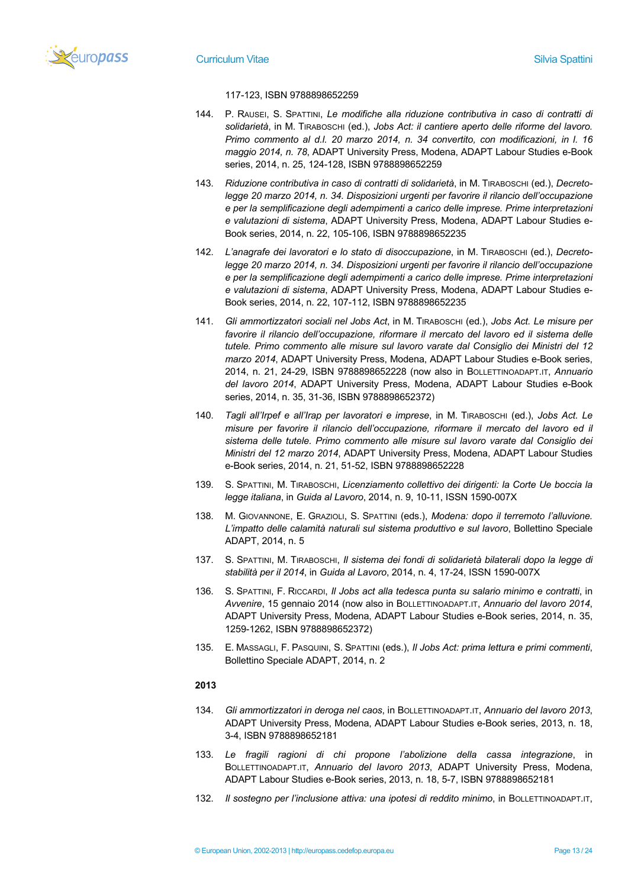117-123, ISBN 9788898652259

144. P. Rausei, S. Spattini, *Le modifiche alla riduzione contributiva in caso di contratti di solidarietà*, in M. Tiraboschi (ed.), *Jobs Act: il cantiere aperto delle riforme del lavoro. Primo commento al d.l. 20 marzo 2014, n. 34 convertito, con modificazioni, in l. 16 maggio 2014, n. 78*, ADAPT University Press, Modena, ADAPT Labour Studies e-Book series, 2014, n. 25, 124-128, ISBN 9788898652259

143. *Riduzione contributiva in caso di contratti di solidarietà*, in M. Tiraboschi (ed.), *Decreto-legge 20 marzo 2014, n. 34. Disposizioni urgenti per favorire il rilancio dell'occupazione e per la semplificazione degli adempimenti a carico delle imprese. Prime interpretazioni e valutazioni di sistema*, ADAPT University Press, Modena, ADAPT Labour Studies e-Book series, 2014, n. 22, 105-106, ISBN 9788898652235

142. *L'anagrafe dei lavoratori e lo stato di disoccupazione*, in M. Tiraboschi (ed.), *Decreto-legge 20 marzo 2014, n. 34. Disposizioni urgenti per favorire il rilancio dell'occupazione e per la semplificazione degli adempimenti a carico delle imprese. Prime interpretazioni e valutazioni di sistema*, ADAPT University Press, Modena, ADAPT Labour Studies e-Book series, 2014, n. 22, 107-112, ISBN 9788898652235

141. *Gli ammortizzatori sociali nel Jobs Act*, in M. Tiraboschi (ed.), *Jobs Act. Le misure per favorire il rilancio dell'occupazione, riformare il mercato del lavoro ed il sistema delle tutele. Primo commento alle misure sul lavoro varate dal Consiglio dei Ministri del 12 marzo 2014*, ADAPT University Press, Modena, ADAPT Labour Studies e-Book series, 2014, n. 21, 24-29, ISBN 9788898652228 (now also in Bollettinoadapt.it, *Annuario del lavoro 2014*, ADAPT University Press, Modena, ADAPT Labour Studies e-Book series, 2014, n. 35, 31-36, ISBN 9788898652372)

140. *Tagli all'Irpef e all'Irap per lavoratori e imprese*, in M. Tiraboschi (ed.), *Jobs Act. Le misure per favorire il rilancio dell'occupazione, riformare il mercato del lavoro ed il sistema delle tutele. Primo commento alle misure sul lavoro varate dal Consiglio dei Ministri del 12 marzo 2014*, ADAPT University Press, Modena, ADAPT Labour Studies e-Book series, 2014, n. 21, 51-52, ISBN 9788898652228

139. S. Spattini, M. Tiraboschi, *Licenziamento collettivo dei dirigenti: la Corte Ue boccia la legge italiana*, in *Guida al Lavoro*, 2014, n. 9, 10-11, ISSN 1590-007X

138. M. Giovannone, E. Grazioli, S. Spattini (eds.), *Modena: dopo il terremoto l'alluvione. L'impatto delle calamità naturali sul sistema produttivo e sul lavoro*, Bollettino Speciale ADAPT, 2014, n. 5

137. S. Spattini, M. Tiraboschi, *Il sistema dei fondi di solidarietà bilaterali dopo la legge di stabilità per il 2014*, in *Guida al Lavoro*, 2014, n. 4, 17-24, ISSN 1590-007X

136. S. Spattini, F. Riccardi, *Il Jobs act alla tedesca punta su salario minimo e contratti*, in *Avvenire*, 15 gennaio 2014 (now also in Bollettinoadapt.it, *Annuario del lavoro 2014*, ADAPT University Press, Modena, ADAPT Labour Studies e-Book series, 2014, n. 35, 1259-1262, ISBN 9788898652372)

135. E. Massagli, F. Pasquini, S. Spattini (eds.), *Il Jobs Act: prima lettura e primi commenti*, Bollettino Speciale ADAPT, 2014, n. 2

**2013**

134. *Gli ammortizzatori in deroga nel caos*, in Bollettinoadapt.it, *Annuario del lavoro 2013*, ADAPT University Press, Modena, ADAPT Labour Studies e-Book series, 2013, n. 18, 3-4, ISBN 9788898652181

133. *Le fragili ragioni di chi propone l'abolizione della cassa integrazione*, in Bollettinoadapt.it, *Annuario del lavoro 2013*, ADAPT University Press, Modena, ADAPT Labour Studies e-Book series, 2013, n. 18, 5-7, ISBN 9788898652181

132. *Il sostegno per l'inclusione attiva: una ipotesi di reddito minimo*, in Bollettinoadapt.it,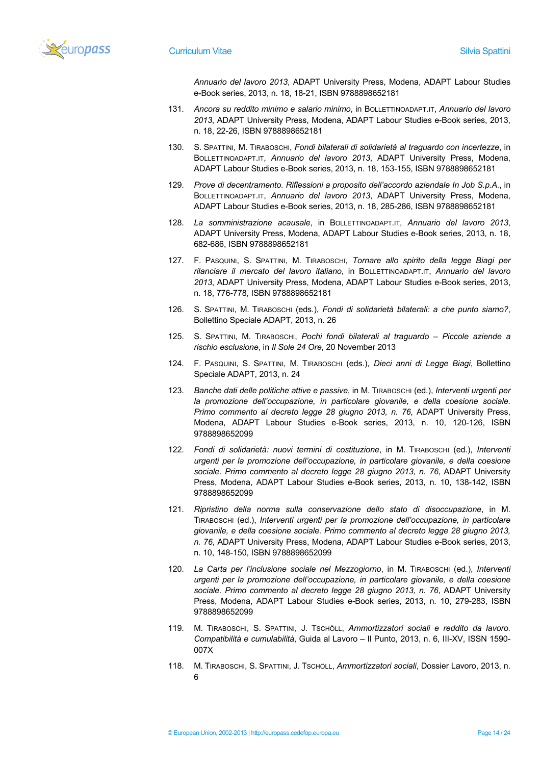*Annuario del lavoro 2013*, ADAPT University Press, Modena, ADAPT Labour Studies e-Book series, 2013, n. 18, 18-21, ISBN 9788898652181

131. *Ancora su reddito minimo e salario minimo*, in BOLLETTINOADAPT.IT, *Annuario del lavoro 2013*, ADAPT University Press, Modena, ADAPT Labour Studies e-Book series, 2013, n. 18, 22-26, ISBN 9788898652181

130. S. SPATTINI, M. TIRABOSCHI, *Fondi bilaterali di solidarietà al traguardo con incertezze*, in BOLLETTINOADAPT.IT, *Annuario del lavoro 2013*, ADAPT University Press, Modena, ADAPT Labour Studies e-Book series, 2013, n. 18, 153-155, ISBN 9788898652181

129. *Prove di decentramento. Riflessioni a proposito dell'accordo aziendale In Job S.p.A.*, in BOLLETTINOADAPT.IT, *Annuario del lavoro 2013*, ADAPT University Press, Modena, ADAPT Labour Studies e-Book series, 2013, n. 18, 285-286, ISBN 9788898652181

128. *La somministrazione acausale*, in BOLLETTINOADAPT.IT, *Annuario del lavoro 2013*, ADAPT University Press, Modena, ADAPT Labour Studies e-Book series, 2013, n. 18, 682-686, ISBN 9788898652181

127. F. PASQUINI, S. SPATTINI, M. TIRABOSCHI, *Tornare allo spirito della legge Biagi per rilanciare il mercato del lavoro italiano*, in BOLLETTINOADAPT.IT, *Annuario del lavoro 2013*, ADAPT University Press, Modena, ADAPT Labour Studies e-Book series, 2013, n. 18, 776-778, ISBN 9788898652181

126. S. SPATTINI, M. TIRABOSCHI (eds.), *Fondi di solidarietà bilaterali: a che punto siamo?*, Bollettino Speciale ADAPT, 2013, n. 26

125. S. SPATTINI, M. TIRABOSCHI, *Pochi fondi bilaterali al traguardo – Piccole aziende a rischio esclusione*, in *Il Sole 24 Ore*, 20 November 2013

124. F. PASQUINI, S. SPATTINI, M. TIRABOSCHI (eds.), *Dieci anni di Legge Biagi*, Bollettino Speciale ADAPT, 2013, n. 24

123. *Banche dati delle politiche attive e passive*, in M. TIRABOSCHI (ed.), *Interventi urgenti per la promozione dell'occupazione, in particolare giovanile, e della coesione sociale. Primo commento al decreto legge 28 giugno 2013, n. 76*, ADAPT University Press, Modena, ADAPT Labour Studies e-Book series, 2013, n. 10, 120-126, ISBN 9788898652099

122. *Fondi di solidarietà: nuovi termini di costituzione*, in M. TIRABOSCHI (ed.), *Interventi urgenti per la promozione dell'occupazione, in particolare giovanile, e della coesione sociale. Primo commento al decreto legge 28 giugno 2013, n. 76*, ADAPT University Press, Modena, ADAPT Labour Studies e-Book series, 2013, n. 10, 138-142, ISBN 9788898652099

121. *Ripristino della norma sulla conservazione dello stato di disoccupazione*, in M. TIRABOSCHI (ed.), *Interventi urgenti per la promozione dell'occupazione, in particolare giovanile, e della coesione sociale. Primo commento al decreto legge 28 giugno 2013, n. 76*, ADAPT University Press, Modena, ADAPT Labour Studies e-Book series, 2013, n. 10, 148-150, ISBN 9788898652099

120. *La Carta per l'inclusione sociale nel Mezzogiorno*, in M. TIRABOSCHI (ed.), *Interventi urgenti per la promozione dell'occupazione, in particolare giovanile, e della coesione sociale. Primo commento al decreto legge 28 giugno 2013, n. 76*, ADAPT University Press, Modena, ADAPT Labour Studies e-Book series, 2013, n. 10, 279-283, ISBN 9788898652099

119. M. TIRABOSCHI, S. SPATTINI, J. TSCHÖLL, *Ammortizzatori sociali e reddito da lavoro. Compatibilità e cumulabilità*, Guida al Lavoro – Il Punto, 2013, n. 6, III-XV, ISSN 1590-007X

118. M. TIRABOSCHI, S. SPATTINI, J. TSCHÖLL, *Ammortizzatori sociali*, Dossier Lavoro, 2013, n. 6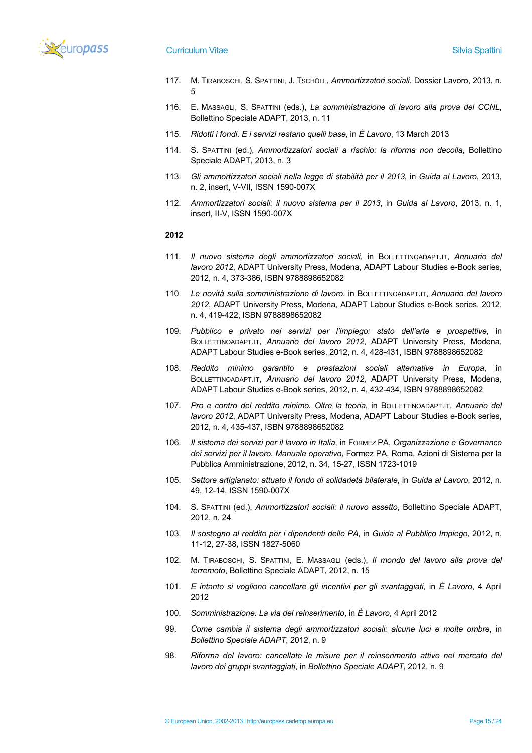117. M. Tiraboschi, S. Spattini, J. Tschöll, *Ammortizzatori sociali*, Dossier Lavoro, 2013, n. 5

116. E. Massagli, S. Spattini (eds.), *La somministrazione di lavoro alla prova del CCNL*, Bollettino Speciale ADAPT, 2013, n. 11

115. *Ridotti i fondi. E i servizi restano quelli base*, in *È Lavoro*, 13 March 2013

114. S. Spattini (ed.), *Ammortizzatori sociali a rischio: la riforma non decolla*, Bollettino Speciale ADAPT, 2013, n. 3

113. *Gli ammortizzatori sociali nella legge di stabilità per il 2013*, in *Guida al Lavoro*, 2013, n. 2, insert, V-VII, ISSN 1590-007X

112. *Ammortizzatori sociali: il nuovo sistema per il 2013*, in *Guida al Lavoro*, 2013, n. 1, insert, II-V, ISSN 1590-007X

**2012**

111. *Il nuovo sistema degli ammortizzatori sociali*, in Bollettinoadapt.it, *Annuario del lavoro 2012*, ADAPT University Press, Modena, ADAPT Labour Studies e-Book series, 2012, n. 4, 373-386, ISBN 9788898652082

110. *Le novità sulla somministrazione di lavoro*, in Bollettinoadapt.it, *Annuario del lavoro 2012*, ADAPT University Press, Modena, ADAPT Labour Studies e-Book series, 2012, n. 4, 419-422, ISBN 9788898652082

109. *Pubblico e privato nei servizi per l'impiego: stato dell'arte e prospettive*, in Bollettinoadapt.it, *Annuario del lavoro 2012*, ADAPT University Press, Modena, ADAPT Labour Studies e-Book series, 2012, n. 4, 428-431, ISBN 9788898652082

108. *Reddito minimo garantito e prestazioni sociali alternative in Europa*, in Bollettinoadapt.it, *Annuario del lavoro 2012*, ADAPT University Press, Modena, ADAPT Labour Studies e-Book series, 2012, n. 4, 432-434, ISBN 9788898652082

107. *Pro e contro del reddito minimo. Oltre la teoria*, in Bollettinoadapt.it, *Annuario del lavoro 2012*, ADAPT University Press, Modena, ADAPT Labour Studies e-Book series, 2012, n. 4, 435-437, ISBN 9788898652082

106. *Il sistema dei servizi per il lavoro in Italia*, in Formez PA, *Organizzazione e Governance dei servizi per il lavoro. Manuale operativo*, Formez PA, Roma, Azioni di Sistema per la Pubblica Amministrazione, 2012, n. 34, 15-27, ISSN 1723-1019

105. *Settore artigianato: attuato il fondo di solidarietà bilaterale*, in *Guida al Lavoro*, 2012, n. 49, 12-14, ISSN 1590-007X

104. S. Spattini (ed.), *Ammortizzatori sociali: il nuovo assetto*, Bollettino Speciale ADAPT, 2012, n. 24

103. *Il sostegno al reddito per i dipendenti delle PA*, in *Guida al Pubblico Impiego*, 2012, n. 11-12, 27-38, ISSN 1827-5060

102. M. Tiraboschi, S. Spattini, E. Massagli (eds.), *Il mondo del lavoro alla prova del terremoto*, Bollettino Speciale ADAPT, 2012, n. 15

101. *E intanto si vogliono cancellare gli incentivi per gli svantaggiati*, in *È Lavoro*, 4 April 2012

100. *Somministrazione. La via del reinserimento*, in *È Lavoro*, 4 April 2012

99. *Come cambia il sistema degli ammortizzatori sociali: alcune luci e molte ombre*, in *Bollettino Speciale ADAPT*, 2012, n. 9

98. *Riforma del lavoro: cancellate le misure per il reinserimento attivo nel mercato del lavoro dei gruppi svantaggiati*, in *Bollettino Speciale ADAPT*, 2012, n. 9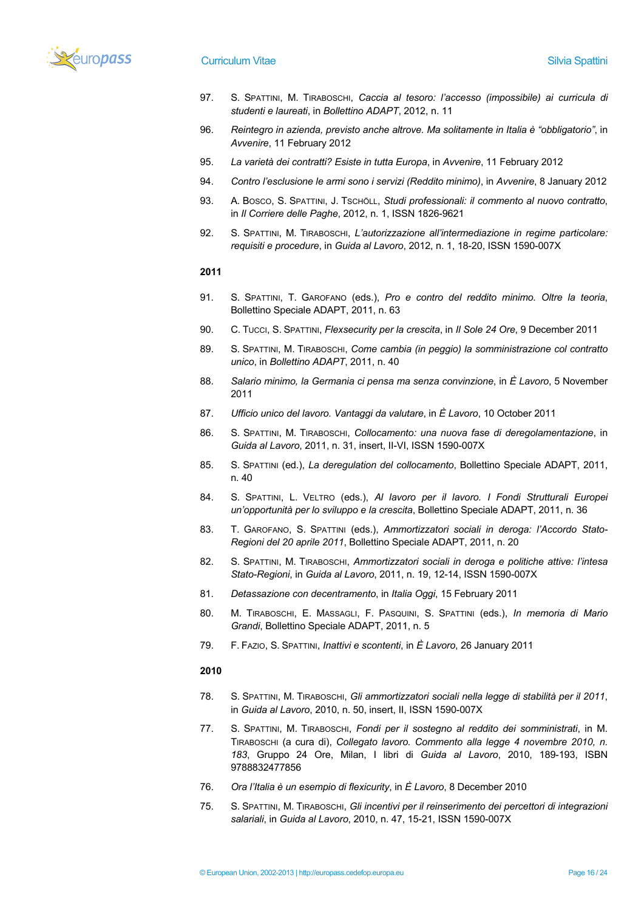97. S. Spattini, M. Tiraboschi, *Caccia al tesoro: l'accesso (impossibile) ai curricula di studenti e laureati*, in *Bollettino ADAPT*, 2012, n. 11

96. *Reintegro in azienda, previsto anche altrove. Ma solitamente in Italia è "obbligatorio"*, in *Avvenire*, 11 February 2012

95. *La varietà dei contratti? Esiste in tutta Europa*, in *Avvenire*, 11 February 2012

94. *Contro l'esclusione le armi sono i servizi (Reddito minimo)*, in *Avvenire*, 8 January 2012

93. A. Bosco, S. Spattini, J. Tschöll, *Studi professionali: il commento al nuovo contratto*, in *Il Corriere delle Paghe*, 2012, n. 1, ISSN 1826-9621

92. S. Spattini, M. Tiraboschi, *L'autorizzazione all'intermediazione in regime particolare: requisiti e procedure*, in *Guida al Lavoro*, 2012, n. 1, 18-20, ISSN 1590-007X

**2011**

91. S. Spattini, T. Garofano (eds.), *Pro e contro del reddito minimo. Oltre la teoria*, Bollettino Speciale ADAPT, 2011, n. 63

90. C. Tucci, S. Spattini, *Flexsecurity per la crescita*, in *Il Sole 24 Ore*, 9 December 2011

89. S. Spattini, M. Tiraboschi, *Come cambia (in peggio) la somministrazione col contratto unico*, in *Bollettino ADAPT*, 2011, n. 40

88. *Salario minimo, la Germania ci pensa ma senza convinzione*, in *È Lavoro*, 5 November 2011

87. *Ufficio unico del lavoro. Vantaggi da valutare*, in *È Lavoro*, 10 October 2011

86. S. Spattini, M. Tiraboschi, *Collocamento: una nuova fase di deregolamentazione*, in *Guida al Lavoro*, 2011, n. 31, insert, II-VI, ISSN 1590-007X

85. S. Spattini (ed.), *La deregulation del collocamento*, Bollettino Speciale ADAPT, 2011, n. 40

84. S. Spattini, L. Veltro (eds.), *Al lavoro per il lavoro. I Fondi Strutturali Europei un'opportunità per lo sviluppo e la crescita*, Bollettino Speciale ADAPT, 2011, n. 36

83. T. Garofano, S. Spattini (eds.), *Ammortizzatori sociali in deroga: l'Accordo Stato-Regioni del 20 aprile 2011*, Bollettino Speciale ADAPT, 2011, n. 20

82. S. Spattini, M. Tiraboschi, *Ammortizzatori sociali in deroga e politiche attive: l'intesa Stato-Regioni*, in *Guida al Lavoro*, 2011, n. 19, 12-14, ISSN 1590-007X

81. *Detassazione con decentramento*, in *Italia Oggi*, 15 February 2011

80. M. Tiraboschi, E. Massagli, F. Pasquini, S. Spattini (eds.), *In memoria di Mario Grandi*, Bollettino Speciale ADAPT, 2011, n. 5

79. F. Fazio, S. Spattini, *Inattivi e scontenti*, in *È Lavoro*, 26 January 2011

**2010**

78. S. Spattini, M. Tiraboschi, *Gli ammortizzatori sociali nella legge di stabilità per il 2011*, in *Guida al Lavoro*, 2010, n. 50, insert, II, ISSN 1590-007X

77. S. Spattini, M. Tiraboschi, *Fondi per il sostegno al reddito dei somministrati*, in M. Tiraboschi (a cura di), *Collegato lavoro. Commento alla legge 4 novembre 2010, n. 183*, Gruppo 24 Ore, Milan, I libri di *Guida al Lavoro*, 2010, 189-193, ISBN 9788832477856

76. *Ora l'Italia è un esempio di flexicurity*, in *È Lavoro*, 8 December 2010

75. S. Spattini, M. Tiraboschi, *Gli incentivi per il reinserimento dei percettori di integrazioni salariali*, in *Guida al Lavoro*, 2010, n. 47, 15-21, ISSN 1590-007X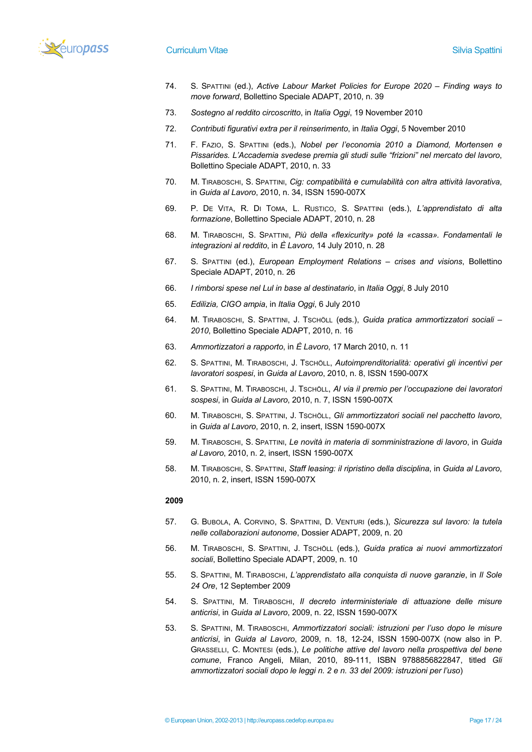74. S. Spattini (ed.), *Active Labour Market Policies for Europe 2020 – Finding ways to move forward*, Bollettino Speciale ADAPT, 2010, n. 39

73. *Sostegno al reddito circoscritto*, in *Italia Oggi*, 19 November 2010

72. *Contributi figurativi extra per il reinserimento*, in *Italia Oggi*, 5 November 2010

71. F. Fazio, S. Spattini (eds.), *Nobel per l'economia 2010 a Diamond, Mortensen e Pissarides. L'Accademia svedese premia gli studi sulle "frizioni" nel mercato del lavoro*, Bollettino Speciale ADAPT, 2010, n. 33

70. M. Tiraboschi, S. Spattini, *Cig: compatibilità e cumulabilità con altra attività lavorativa*, in *Guida al Lavoro*, 2010, n. 34, ISSN 1590-007X

69. P. De Vita, R. Di Toma, L. Rustico, S. Spattini (eds.), *L'apprendistato di alta formazione*, Bollettino Speciale ADAPT, 2010, n. 28

68. M. Tiraboschi, S. Spattini, *Più della «flexicurity» poté la «cassa». Fondamentali le integrazioni al reddito*, in *È Lavoro*, 14 July 2010, n. 28

67. S. Spattini (ed.), *European Employment Relations – crises and visions*, Bollettino Speciale ADAPT, 2010, n. 26

66. *I rimborsi spese nel Lul in base al destinatario*, in *Italia Oggi*, 8 July 2010

65. *Edilizia, CIGO ampia*, in *Italia Oggi*, 6 July 2010

64. M. Tiraboschi, S. Spattini, J. Tschöll (eds.), *Guida pratica ammortizzatori sociali – 2010*, Bollettino Speciale ADAPT, 2010, n. 16

63. *Ammortizzatori a rapporto*, in *È Lavoro*, 17 March 2010, n. 11

62. S. Spattini, M. Tiraboschi, J. Tschöll, *Autoimprenditorialità: operativi gli incentivi per lavoratori sospesi*, in *Guida al Lavoro*, 2010, n. 8, ISSN 1590-007X

61. S. Spattini, M. Tiraboschi, J. Tschöll, *Al via il premio per l'occupazione dei lavoratori sospesi*, in *Guida al Lavoro*, 2010, n. 7, ISSN 1590-007X

60. M. Tiraboschi, S. Spattini, J. Tschöll, *Gli ammortizzatori sociali nel pacchetto lavoro*, in *Guida al Lavoro*, 2010, n. 2, insert, ISSN 1590-007X

59. M. Tiraboschi, S. Spattini, *Le novità in materia di somministrazione di lavoro*, in *Guida al Lavoro*, 2010, n. 2, insert, ISSN 1590-007X

58. M. Tiraboschi, S. Spattini, *Staff leasing: il ripristino della disciplina*, in *Guida al Lavoro*, 2010, n. 2, insert, ISSN 1590-007X

**2009**

57. G. Bubola, A. Corvino, S. Spattini, D. Venturi (eds.), *Sicurezza sul lavoro: la tutela nelle collaborazioni autonome*, Dossier ADAPT, 2009, n. 20

56. M. Tiraboschi, S. Spattini, J. Tschöll (eds.), *Guida pratica ai nuovi ammortizzatori sociali*, Bollettino Speciale ADAPT, 2009, n. 10

55. S. Spattini, M. Tiraboschi, *L'apprendistato alla conquista di nuove garanzie*, in *Il Sole 24 Ore*, 12 September 2009

54. S. Spattini, M. Tiraboschi, *Il decreto interministeriale di attuazione delle misure anticrisi*, in *Guida al Lavoro*, 2009, n. 22, ISSN 1590-007X

53. S. Spattini, M. Tiraboschi, *Ammortizzatori sociali: istruzioni per l'uso dopo le misure anticrisi*, in *Guida al Lavoro*, 2009, n. 18, 12-24, ISSN 1590-007X (now also in P. Grasselli, C. Montesi (eds.), *Le politiche attive del lavoro nella prospettiva del bene comune*, Franco Angeli, Milan, 2010, 89-111, ISBN 9788856822847, titled *Gli ammortizzatori sociali dopo le leggi n. 2 e n. 33 del 2009: istruzioni per l'uso*)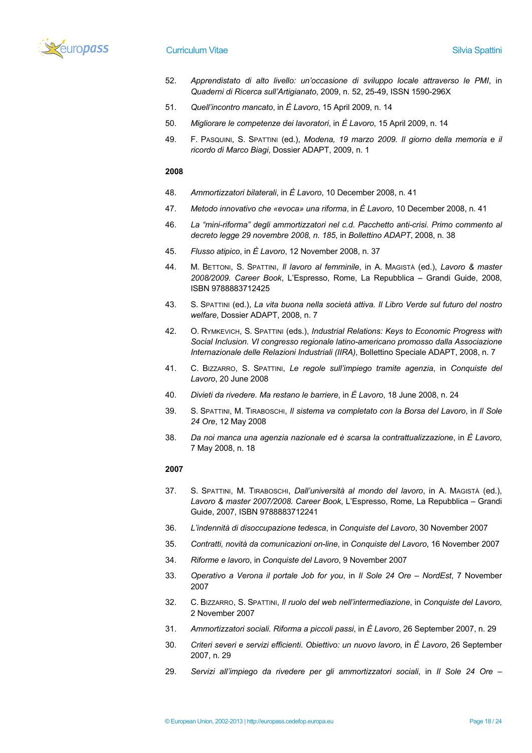52. *Apprendistato di alto livello: un'occasione di sviluppo locale attraverso le PMI*, in *Quaderni di Ricerca sull'Artigianato*, 2009, n. 52, 25-49, ISSN 1590-296X

51. *Quell'incontro mancato*, in *È Lavoro*, 15 April 2009, n. 14

50. *Migliorare le competenze dei lavoratori*, in *È Lavoro*, 15 April 2009, n. 14

49. F. Pasquini, S. Spattini (ed.), *Modena, 19 marzo 2009. Il giorno della memoria e il ricordo di Marco Biagi*, Dossier ADAPT, 2009, n. 1

**2008**

48. *Ammortizzatori bilaterali*, in *È Lavoro*, 10 December 2008, n. 41

47. *Metodo innovativo che «evoca» una riforma*, in *È Lavoro*, 10 December 2008, n. 41

46. *La "mini-riforma" degli ammortizzatori nel c.d. Pacchetto anti-crisi. Primo commento al decreto legge 29 novembre 2008, n. 185*, in *Bollettino ADAPT*, 2008, n. 38

45. *Flusso atipico*, in *È Lavoro*, 12 November 2008, n. 37

44. M. Bettoni, S. Spattini, *Il lavoro al femminile*, in A. Magistà (ed.), *Lavoro & master 2008/2009. Career Book*, L'Espresso, Rome, La Repubblica – Grandi Guide, 2008, ISBN 9788883712425

43. S. Spattini (ed.), *La vita buona nella società attiva. Il Libro Verde sul futuro del nostro welfare*, Dossier ADAPT, 2008, n. 7

42. O. Rymkevich, S. Spattini (eds.), *Industrial Relations: Keys to Economic Progress with Social Inclusion. VI congresso regionale latino-americano promosso dalla Associazione Internazionale delle Relazioni Industriali (IIRA)*, Bollettino Speciale ADAPT, 2008, n. 7

41. C. Bizzarro, S. Spattini, *Le regole sull'impiego tramite agenzia*, in *Conquiste del Lavoro*, 20 June 2008

40. *Divieti da rivedere. Ma restano le barriere*, in *È Lavoro*, 18 June 2008, n. 24

39. S. Spattini, M. Tiraboschi, *Il sistema va completato con la Borsa del Lavoro*, in *Il Sole 24 Ore*, 12 May 2008

38. *Da noi manca una agenzia nazionale ed è scarsa la contrattualizzazione*, in *È Lavoro*, 7 May 2008, n. 18

**2007**

37. S. Spattini, M. Tiraboschi, *Dall'università al mondo del lavoro*, in A. Magistà (ed.), *Lavoro & master 2007/2008. Career Book*, L'Espresso, Rome, La Repubblica – Grandi Guide, 2007, ISBN 9788883712241

36. *L'indennità di disoccupazione tedesca*, in *Conquiste del Lavoro*, 30 November 2007

35. *Contratti, novità da comunicazioni on-line*, in *Conquiste del Lavoro*, 16 November 2007

34. *Riforme e lavoro*, in *Conquiste del Lavoro*, 9 November 2007

33. *Operativo a Verona il portale Job for you*, in *Il Sole 24 Ore – NordEst*, 7 November 2007

32. C. Bizzarro, S. Spattini, *Il ruolo del web nell'intermediazione*, in *Conquiste del Lavoro*, 2 November 2007

31. *Ammortizzatori sociali. Riforma a piccoli passi*, in *È Lavoro*, 26 September 2007, n. 29

30. *Criteri severi e servizi efficienti. Obiettivo: un nuovo lavoro*, in *È Lavoro*, 26 September 2007, n. 29

29. *Servizi all'impiego da rivedere per gli ammortizzatori sociali*, in *Il Sole 24 Ore –*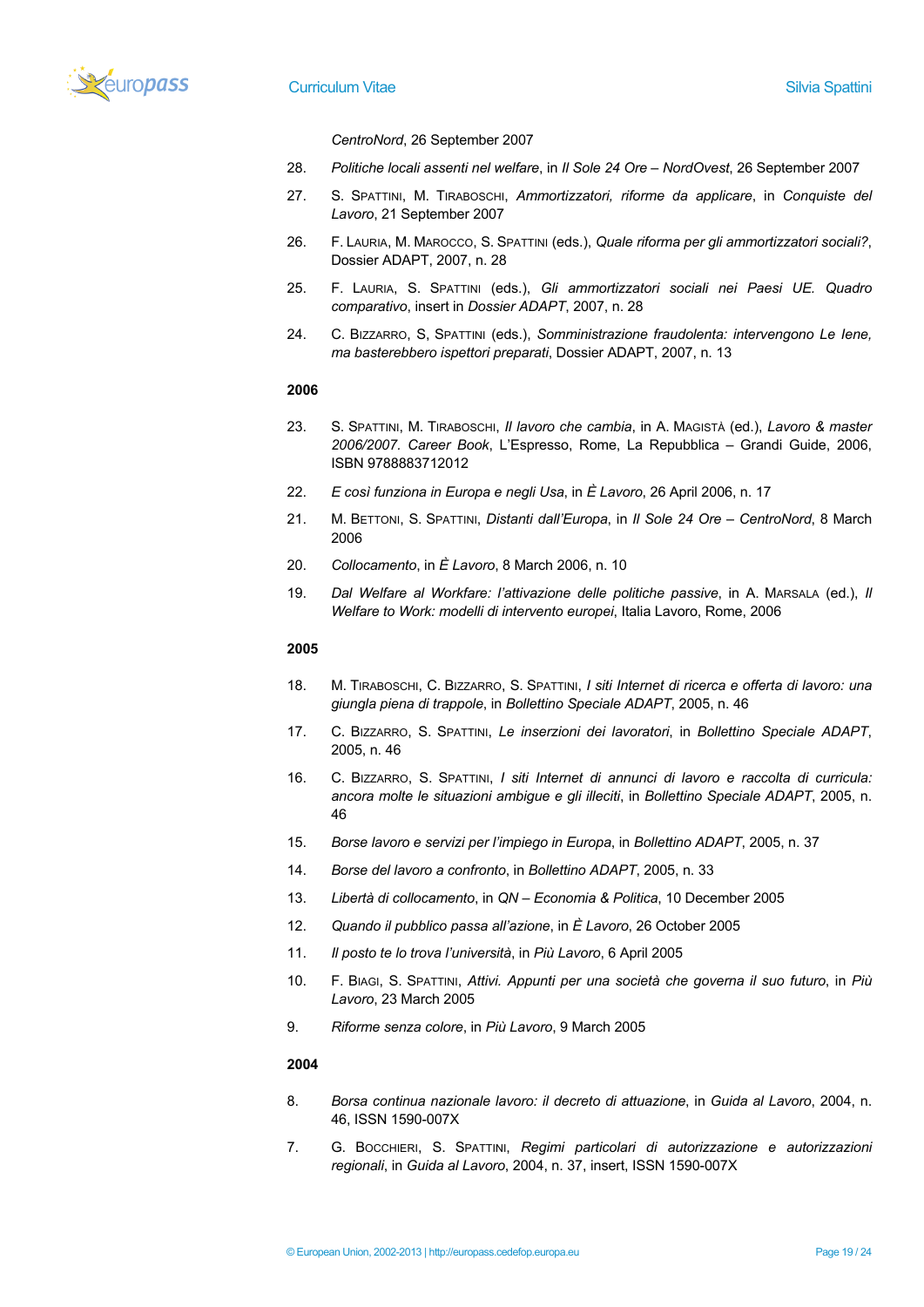*CentroNord*, 26 September 2007

28. *Politiche locali assenti nel welfare*, in *Il Sole 24 Ore – NordOvest*, 26 September 2007

27. S. Spattini, M. Tiraboschi, *Ammortizzatori, riforme da applicare*, in *Conquiste del Lavoro*, 21 September 2007

26. F. Lauria, M. Marocco, S. Spattini (eds.), *Quale riforma per gli ammortizzatori sociali?*, Dossier ADAPT, 2007, n. 28

25. F. Lauria, S. Spattini (eds.), *Gli ammortizzatori sociali nei Paesi UE. Quadro comparativo*, insert in *Dossier ADAPT*, 2007, n. 28

24. C. Bizzarro, S, Spattini (eds.), *Somministrazione fraudolenta: intervengono Le Iene, ma basterebbero ispettori preparati*, Dossier ADAPT, 2007, n. 13

**2006**

23. S. Spattini, M. Tiraboschi, *Il lavoro che cambia*, in A. Magistà (ed.), *Lavoro & master 2006/2007. Career Book*, L'Espresso, Rome, La Repubblica – Grandi Guide, 2006, ISBN 9788883712012

22. *E così funziona in Europa e negli Usa*, in *È Lavoro*, 26 April 2006, n. 17

21. M. Bettoni, S. Spattini, *Distanti dall'Europa*, in *Il Sole 24 Ore – CentroNord*, 8 March 2006

20. *Collocamento*, in *È Lavoro*, 8 March 2006, n. 10

19. *Dal Welfare al Workfare: l'attivazione delle politiche passive*, in A. Marsala (ed.), *Il Welfare to Work: modelli di intervento europei*, Italia Lavoro, Rome, 2006

**2005**

18. M. Tiraboschi, C. Bizzarro, S. Spattini, *I siti Internet di ricerca e offerta di lavoro: una giungla piena di trappole*, in *Bollettino Speciale ADAPT*, 2005, n. 46

17. C. Bizzarro, S. Spattini, *Le inserzioni dei lavoratori*, in *Bollettino Speciale ADAPT*, 2005, n. 46

16. C. Bizzarro, S. Spattini, *I siti Internet di annunci di lavoro e raccolta di curricula: ancora molte le situazioni ambigue e gli illeciti*, in *Bollettino Speciale ADAPT*, 2005, n. 46

15. *Borse lavoro e servizi per l'impiego in Europa*, in *Bollettino ADAPT*, 2005, n. 37

14. *Borse del lavoro a confronto*, in *Bollettino ADAPT*, 2005, n. 33

13. *Libertà di collocamento*, in *QN – Economia & Politica*, 10 December 2005

12. *Quando il pubblico passa all'azione*, in *È Lavoro*, 26 October 2005

11. *Il posto te lo trova l'università*, in *Più Lavoro*, 6 April 2005

10. F. Biagi, S. Spattini, *Attivi. Appunti per una società che governa il suo futuro*, in *Più Lavoro*, 23 March 2005

9. *Riforme senza colore*, in *Più Lavoro*, 9 March 2005

**2004**

8. *Borsa continua nazionale lavoro: il decreto di attuazione*, in *Guida al Lavoro*, 2004, n. 46, ISSN 1590-007X

7. G. Bocchieri, S. Spattini, *Regimi particolari di autorizzazione e autorizzazioni regionali*, in *Guida al Lavoro*, 2004, n. 37, insert, ISSN 1590-007X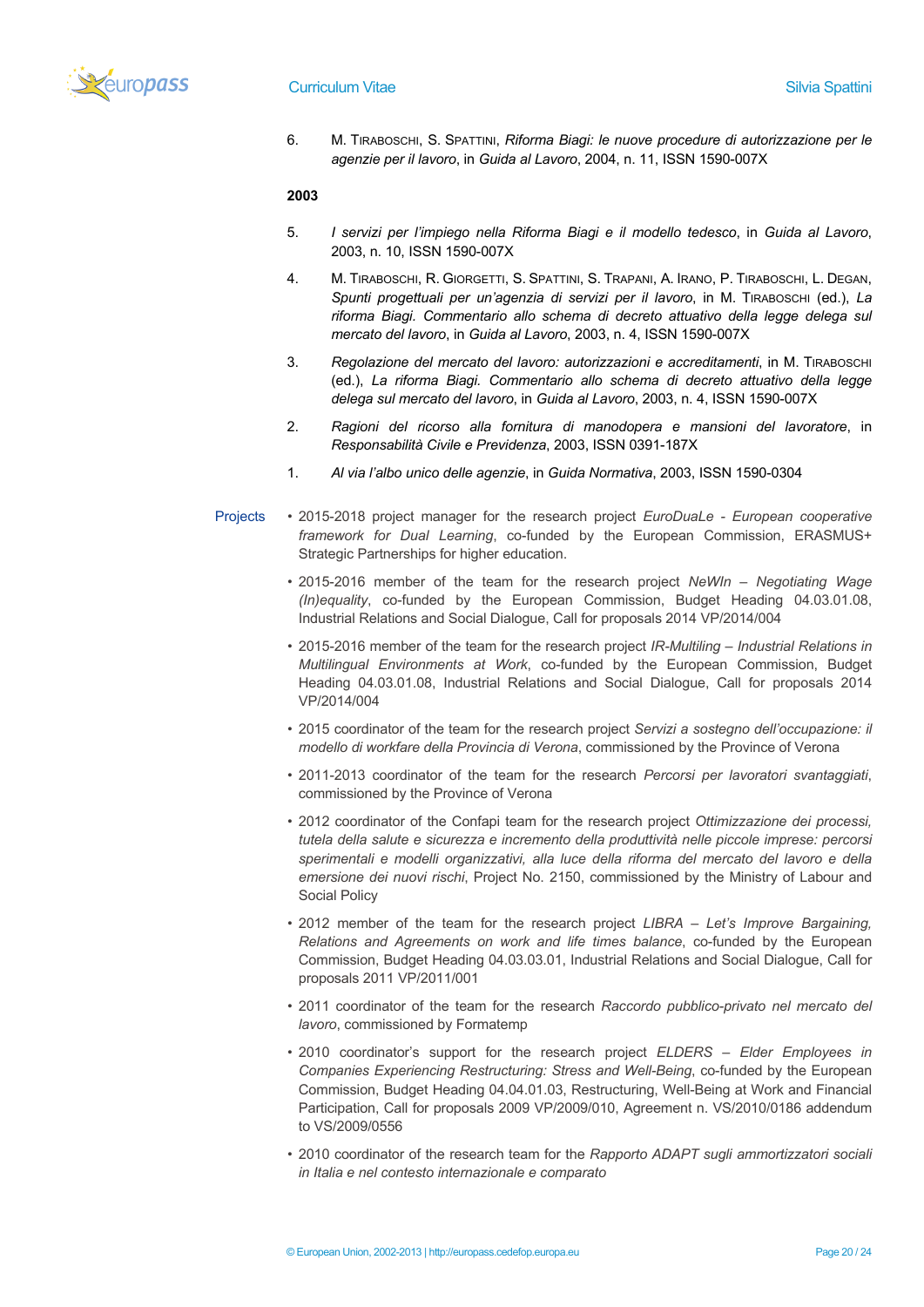6. M. Tiraboschi, S. Spattini, *Riforma Biagi: le nuove procedure di autorizzazione per le agenzie per il lavoro*, in *Guida al Lavoro*, 2004, n. 11, ISSN 1590-007X

**2003**

5. *I servizi per l'impiego nella Riforma Biagi e il modello tedesco*, in *Guida al Lavoro*, 2003, n. 10, ISSN 1590-007X

4. M. Tiraboschi, R. Giorgetti, S. Spattini, S. Trapani, A. Irano, P. Tiraboschi, L. Degan, *Spunti progettuali per un'agenzia di servizi per il lavoro*, in M. Tiraboschi (ed.), *La riforma Biagi. Commentario allo schema di decreto attuativo della legge delega sul mercato del lavoro*, in *Guida al Lavoro*, 2003, n. 4, ISSN 1590-007X

3. *Regolazione del mercato del lavoro: autorizzazioni e accreditamenti*, in M. Tiraboschi (ed.), *La riforma Biagi. Commentario allo schema di decreto attuativo della legge delega sul mercato del lavoro*, in *Guida al Lavoro*, 2003, n. 4, ISSN 1590-007X

2. *Ragioni del ricorso alla fornitura di manodopera e mansioni del lavoratore*, in *Responsabilità Civile e Previdenza*, 2003, ISSN 0391-187X

1. *Al via l'albo unico delle agenzie*, in *Guida Normativa*, 2003, ISSN 1590-0304

**Projects**

- 2015-2018 project manager for the research project *EuroDuaLe - European cooperative framework for Dual Learning*, co-funded by the European Commission, ERASMUS+ Strategic Partnerships for higher education.
- 2015-2016 member of the team for the research project *NeWIn – Negotiating Wage (In)equality*, co-funded by the European Commission, Budget Heading 04.03.01.08, Industrial Relations and Social Dialogue, Call for proposals 2014 VP/2014/004
- 2015-2016 member of the team for the research project *IR-Multiling – Industrial Relations in Multilingual Environments at Work*, co-funded by the European Commission, Budget Heading 04.03.01.08, Industrial Relations and Social Dialogue, Call for proposals 2014 VP/2014/004
- 2015 coordinator of the team for the research project *Servizi a sostegno dell'occupazione: il modello di workfare della Provincia di Verona*, commissioned by the Province of Verona
- 2011-2013 coordinator of the team for the research *Percorsi per lavoratori svantaggiati*, commissioned by the Province of Verona
- 2012 coordinator of the Confapi team for the research project *Ottimizzazione dei processi, tutela della salute e sicurezza e incremento della produttività nelle piccole imprese: percorsi sperimentali e modelli organizzativi, alla luce della riforma del mercato del lavoro e della emersione dei nuovi rischi*, Project No. 2150, commissioned by the Ministry of Labour and Social Policy
- 2012 member of the team for the research project *LIBRA – Let's Improve Bargaining, Relations and Agreements on work and life times balance*, co-funded by the European Commission, Budget Heading 04.03.03.01, Industrial Relations and Social Dialogue, Call for proposals 2011 VP/2011/001
- 2011 coordinator of the team for the research *Raccordo pubblico-privato nel mercato del lavoro*, commissioned by Formatemp
- 2010 coordinator's support for the research project *ELDERS – Elder Employees in Companies Experiencing Restructuring: Stress and Well-Being*, co-funded by the European Commission, Budget Heading 04.04.01.03, Restructuring, Well-Being at Work and Financial Participation, Call for proposals 2009 VP/2009/010, Agreement n. VS/2010/0186 addendum to VS/2009/0556
- 2010 coordinator of the research team for the *Rapporto ADAPT sugli ammortizzatori sociali in Italia e nel contesto internazionale e comparato*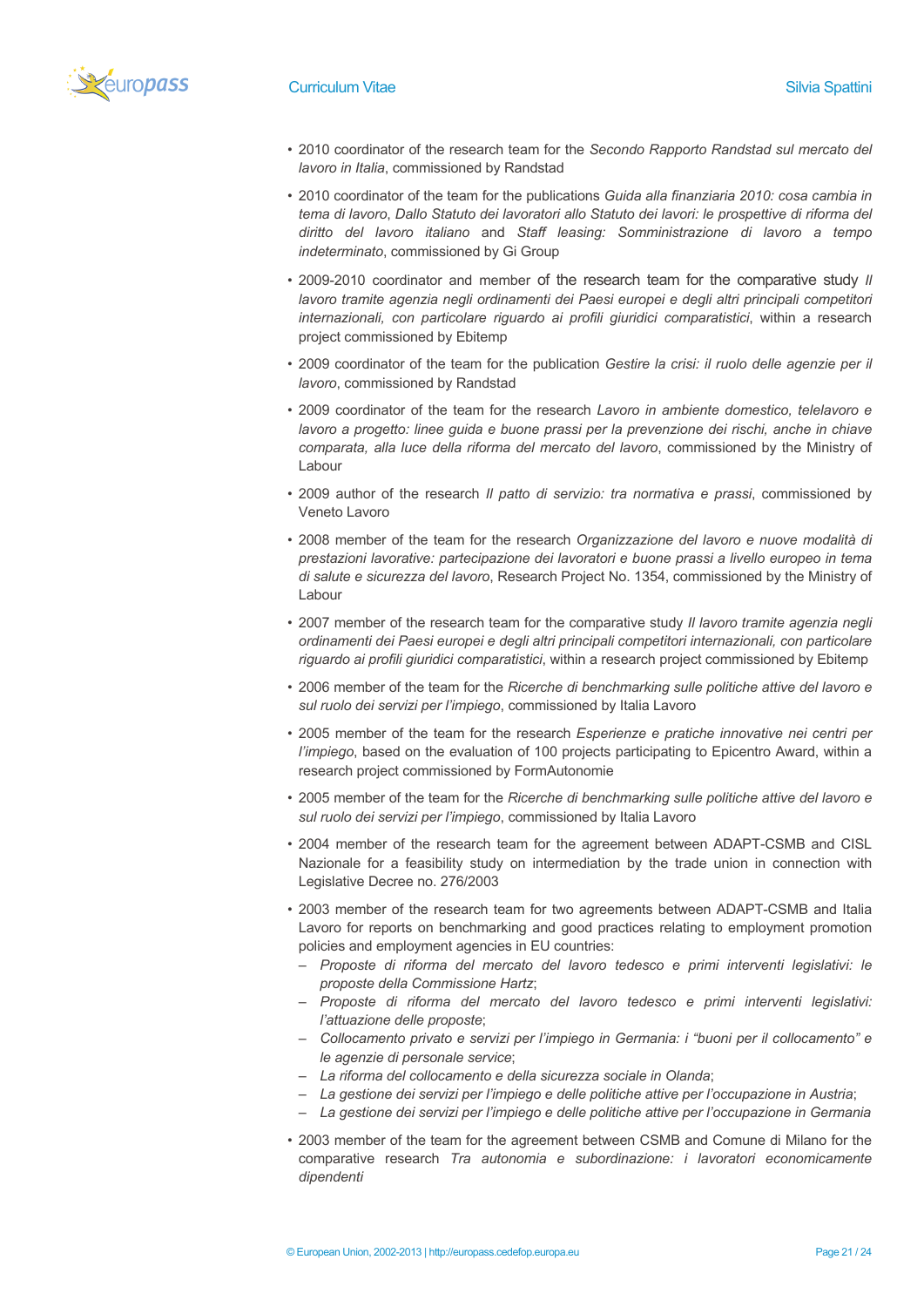- 2010 coordinator of the research team for the *Secondo Rapporto Randstad sul mercato del lavoro in Italia*, commissioned by Randstad
- 2010 coordinator of the team for the publications *Guida alla finanziaria 2010: cosa cambia in tema di lavoro*, *Dallo Statuto dei lavoratori allo Statuto dei lavori: le prospettive di riforma del diritto del lavoro italiano* and *Staff leasing: Somministrazione di lavoro a tempo indeterminato*, commissioned by Gi Group
- 2009-2010 coordinator and member of the research team for the comparative study *Il lavoro tramite agenzia negli ordinamenti dei Paesi europei e degli altri principali competitori internazionali, con particolare riguardo ai profili giuridici comparatistici*, within a research project commissioned by Ebitemp
- 2009 coordinator of the team for the publication *Gestire la crisi: il ruolo delle agenzie per il lavoro*, commissioned by Randstad
- 2009 coordinator of the team for the research *Lavoro in ambiente domestico, telelavoro e lavoro a progetto: linee guida e buone prassi per la prevenzione dei rischi, anche in chiave comparata, alla luce della riforma del mercato del lavoro*, commissioned by the Ministry of Labour
- 2009 author of the research *Il patto di servizio: tra normativa e prassi*, commissioned by Veneto Lavoro
- 2008 member of the team for the research *Organizzazione del lavoro e nuove modalità di prestazioni lavorative: partecipazione dei lavoratori e buone prassi a livello europeo in tema di salute e sicurezza del lavoro*, Research Project No. 1354, commissioned by the Ministry of Labour
- 2007 member of the research team for the comparative study *Il lavoro tramite agenzia negli ordinamenti dei Paesi europei e degli altri principali competitori internazionali, con particolare riguardo ai profili giuridici comparatistici*, within a research project commissioned by Ebitemp
- 2006 member of the team for the *Ricerche di benchmarking sulle politiche attive del lavoro e sul ruolo dei servizi per l'impiego*, commissioned by Italia Lavoro
- 2005 member of the team for the research *Esperienze e pratiche innovative nei centri per l'impiego*, based on the evaluation of 100 projects participating to Epicentro Award, within a research project commissioned by FormAutonomie
- 2005 member of the team for the *Ricerche di benchmarking sulle politiche attive del lavoro e sul ruolo dei servizi per l'impiego*, commissioned by Italia Lavoro
- 2004 member of the research team for the agreement between ADAPT-CSMB and CISL Nazionale for a feasibility study on intermediation by the trade union in connection with Legislative Decree no. 276/2003
- 2003 member of the research team for two agreements between ADAPT-CSMB and Italia Lavoro for reports on benchmarking and good practices relating to employment promotion policies and employment agencies in EU countries:
  - *Proposte di riforma del mercato del lavoro tedesco e primi interventi legislativi: le proposte della Commissione Hartz*;
  - *Proposte di riforma del mercato del lavoro tedesco e primi interventi legislativi: l'attuazione delle proposte*;
  - *Collocamento privato e servizi per l'impiego in Germania: i "buoni per il collocamento" e le agenzie di personale service*;
  - *La riforma del collocamento e della sicurezza sociale in Olanda*;
  - *La gestione dei servizi per l'impiego e delle politiche attive per l'occupazione in Austria*;
  - *La gestione dei servizi per l'impiego e delle politiche attive per l'occupazione in Germania*
- 2003 member of the team for the agreement between CSMB and Comune di Milano for the comparative research *Tra autonomia e subordinazione: i lavoratori economicamente dipendenti*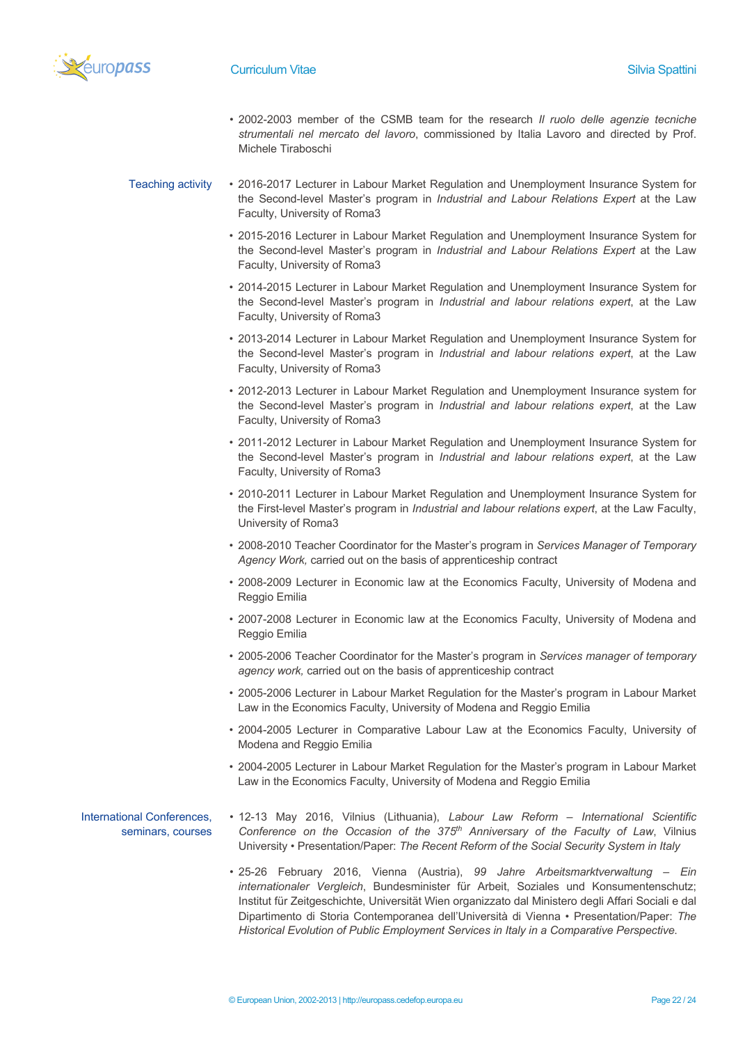- 2002-2003 member of the CSMB team for the research *Il ruolo delle agenzie tecniche strumentali nel mercato del lavoro*, commissioned by Italia Lavoro and directed by Prof. Michele Tiraboschi

**Teaching activity**

- 2016-2017 Lecturer in Labour Market Regulation and Unemployment Insurance System for the Second-level Master's program in *Industrial and Labour Relations Expert* at the Law Faculty, University of Roma3
- 2015-2016 Lecturer in Labour Market Regulation and Unemployment Insurance System for the Second-level Master's program in *Industrial and Labour Relations Expert* at the Law Faculty, University of Roma3
- 2014-2015 Lecturer in Labour Market Regulation and Unemployment Insurance System for the Second-level Master's program in *Industrial and labour relations expert*, at the Law Faculty, University of Roma3
- 2013-2014 Lecturer in Labour Market Regulation and Unemployment Insurance System for the Second-level Master's program in *Industrial and labour relations expert*, at the Law Faculty, University of Roma3
- 2012-2013 Lecturer in Labour Market Regulation and Unemployment Insurance system for the Second-level Master's program in *Industrial and labour relations expert*, at the Law Faculty, University of Roma3
- 2011-2012 Lecturer in Labour Market Regulation and Unemployment Insurance System for the Second-level Master's program in *Industrial and labour relations expert*, at the Law Faculty, University of Roma3
- 2010-2011 Lecturer in Labour Market Regulation and Unemployment Insurance System for the First-level Master's program in *Industrial and labour relations expert*, at the Law Faculty, University of Roma3
- 2008-2010 Teacher Coordinator for the Master's program in *Services Manager of Temporary Agency Work,* carried out on the basis of apprenticeship contract
- 2008-2009 Lecturer in Economic law at the Economics Faculty, University of Modena and Reggio Emilia
- 2007-2008 Lecturer in Economic law at the Economics Faculty, University of Modena and Reggio Emilia
- 2005-2006 Teacher Coordinator for the Master's program in *Services manager of temporary agency work,* carried out on the basis of apprenticeship contract
- 2005-2006 Lecturer in Labour Market Regulation for the Master's program in Labour Market Law in the Economics Faculty, University of Modena and Reggio Emilia
- 2004-2005 Lecturer in Comparative Labour Law at the Economics Faculty, University of Modena and Reggio Emilia
- 2004-2005 Lecturer in Labour Market Regulation for the Master's program in Labour Market Law in the Economics Faculty, University of Modena and Reggio Emilia

**International Conferences, seminars, courses**

- 12-13 May 2016, Vilnius (Lithuania), *Labour Law Reform – International Scientific Conference on the Occasion of the 375th Anniversary of the Faculty of Law*, Vilnius University • Presentation/Paper: *The Recent Reform of the Social Security System in Italy*
- 25-26 February 2016, Vienna (Austria), *99 Jahre Arbeitsmarktverwaltung – Ein internationaler Vergleich*, Bundesminister für Arbeit, Soziales und Konsumentenschutz; Institut für Zeitgeschichte, Universität Wien organizzato dal Ministero degli Affari Sociali e dal Dipartimento di Storia Contemporanea dell'Università di Vienna • Presentation/Paper: *The Historical Evolution of Public Employment Services in Italy in a Comparative Perspective.*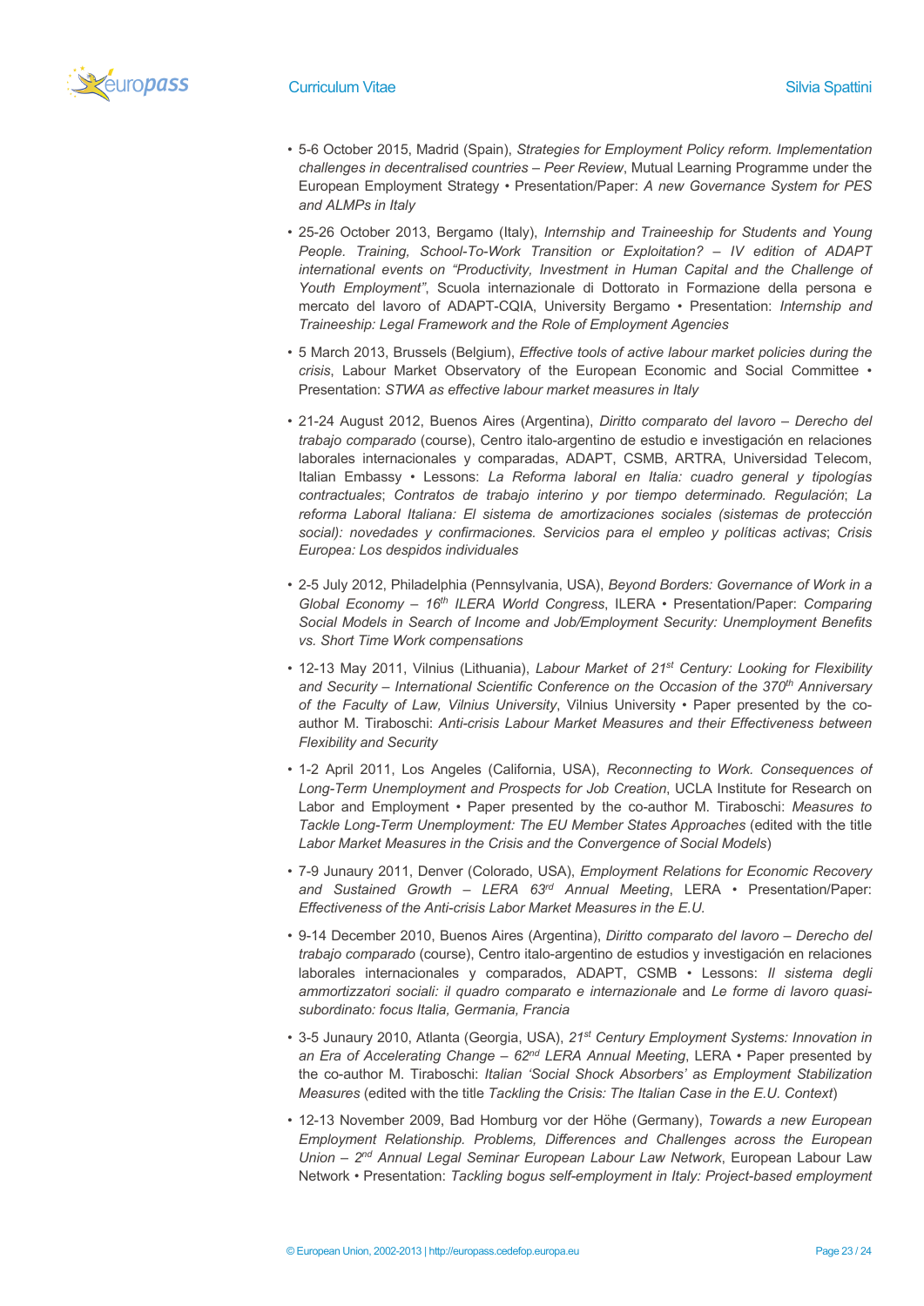- 5-6 October 2015, Madrid (Spain), *Strategies for Employment Policy reform. Implementation challenges in decentralised countries – Peer Review*, Mutual Learning Programme under the European Employment Strategy • Presentation/Paper: *A new Governance System for PES and ALMPs in Italy*

- 25-26 October 2013, Bergamo (Italy), *Internship and Traineeship for Students and Young People. Training, School-To-Work Transition or Exploitation? – IV edition of ADAPT international events on "Productivity, Investment in Human Capital and the Challenge of Youth Employment"*, Scuola internazionale di Dottorato in Formazione della persona e mercato del lavoro of ADAPT-CQIA, University Bergamo • Presentation: *Internship and Traineeship: Legal Framework and the Role of Employment Agencies*

- 5 March 2013, Brussels (Belgium), *Effective tools of active labour market policies during the crisis*, Labour Market Observatory of the European Economic and Social Committee • Presentation: *STWA as effective labour market measures in Italy*

- 21-24 August 2012, Buenos Aires (Argentina), *Diritto comparato del lavoro – Derecho del trabajo comparado* (course), Centro italo-argentino de estudio e investigación en relaciones laborales internacionales y comparadas, ADAPT, CSMB, ARTRA, Universidad Telecom, Italian Embassy • Lessons: *La Reforma laboral en Italia: cuadro general y tipologías contractuales*; *Contratos de trabajo interino y por tiempo determinado. Regulación*; *La reforma Laboral Italiana: El sistema de amortizaciones sociales (sistemas de protección social): novedades y confirmaciones. Servicios para el empleo y políticas activas*; *Crisis Europea: Los despidos individuales*

- 2-5 July 2012, Philadelphia (Pennsylvania, USA), *Beyond Borders: Governance of Work in a Global Economy – 16th ILERA World Congress*, ILERA • Presentation/Paper: *Comparing Social Models in Search of Income and Job/Employment Security: Unemployment Benefits vs. Short Time Work compensations*

- 12-13 May 2011, Vilnius (Lithuania), *Labour Market of 21st Century: Looking for Flexibility and Security – International Scientific Conference on the Occasion of the 370th Anniversary of the Faculty of Law, Vilnius University*, Vilnius University • Paper presented by the co-author M. Tiraboschi: *Anti-crisis Labour Market Measures and their Effectiveness between Flexibility and Security*

- 1-2 April 2011, Los Angeles (California, USA), *Reconnecting to Work. Consequences of Long-Term Unemployment and Prospects for Job Creation*, UCLA Institute for Research on Labor and Employment • Paper presented by the co-author M. Tiraboschi: *Measures to Tackle Long-Term Unemployment: The EU Member States Approaches* (edited with the title *Labor Market Measures in the Crisis and the Convergence of Social Models*)

- 7-9 Junaury 2011, Denver (Colorado, USA), *Employment Relations for Economic Recovery and Sustained Growth – LERA 63rd Annual Meeting*, LERA • Presentation/Paper: *Effectiveness of the Anti-crisis Labor Market Measures in the E.U.*

- 9-14 December 2010, Buenos Aires (Argentina), *Diritto comparato del lavoro – Derecho del trabajo comparado* (course), Centro italo-argentino de estudios y investigación en relaciones laborales internacionales y comparados, ADAPT, CSMB • Lessons: *Il sistema degli ammortizzatori sociali: il quadro comparato e internazionale* and *Le forme di lavoro quasi-subordinato: focus Italia, Germania, Francia*

- 3-5 Junaury 2010, Atlanta (Georgia, USA), *21st Century Employment Systems: Innovation in an Era of Accelerating Change – 62nd LERA Annual Meeting*, LERA • Paper presented by the co-author M. Tiraboschi: *Italian 'Social Shock Absorbers' as Employment Stabilization Measures* (edited with the title *Tackling the Crisis: The Italian Case in the E.U. Context*)

- 12-13 November 2009, Bad Homburg vor der Höhe (Germany), *Towards a new European Employment Relationship. Problems, Differences and Challenges across the European Union – 2nd Annual Legal Seminar European Labour Law Network*, European Labour Law Network • Presentation: *Tackling bogus self-employment in Italy: Project-based employment*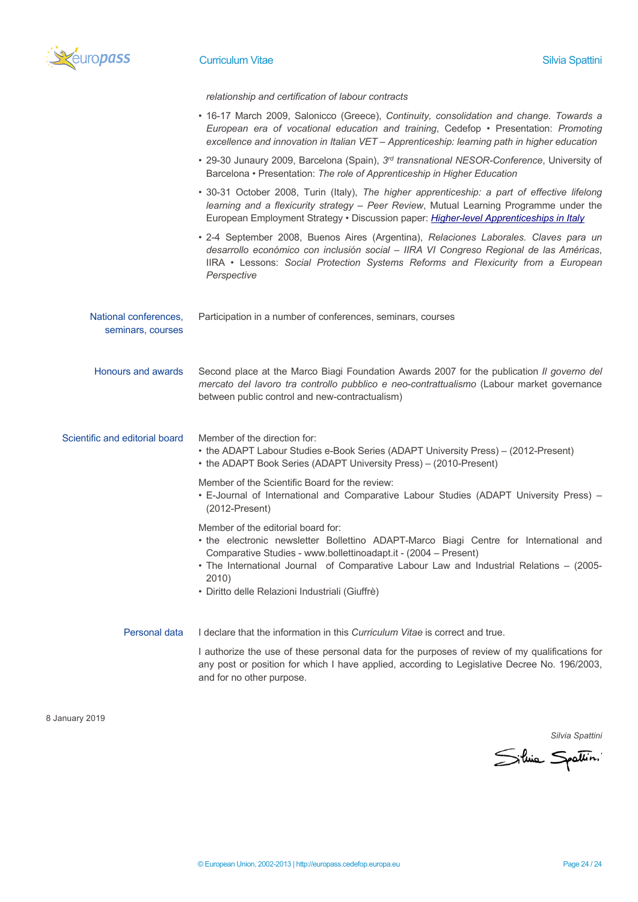*relationship and certification of labour contracts*

- 16-17 March 2009, Salonicco (Greece), *Continuity, consolidation and change. Towards a European era of vocational education and training*, Cedefop • Presentation: *Promoting excellence and innovation in Italian VET – Apprenticeship: learning path in higher education*
- 29-30 Junaury 2009, Barcelona (Spain), *3rd transnational NESOR-Conference*, University of Barcelona • Presentation: *The role of Apprenticeship in Higher Education*
- 30-31 October 2008, Turin (Italy), *The higher apprenticeship: a part of effective lifelong learning and a flexicurity strategy – Peer Review*, Mutual Learning Programme under the European Employment Strategy • Discussion paper: *Higher-level Apprenticeships in Italy*
- 2-4 September 2008, Buenos Aires (Argentina), *Relaciones Laborales. Claves para un desarrollo económico con inclusión social – IIRA VI Congreso Regional de las Américas*, IIRA • Lessons: *Social Protection Systems Reforms and Flexicurity from a European Perspective*

**National conferences, seminars, courses**

Participation in a number of conferences, seminars, courses

**Honours and awards**

Second place at the Marco Biagi Foundation Awards 2007 for the publication *Il governo del mercato del lavoro tra controllo pubblico e neo-contrattualismo* (Labour market governance between public control and new-contractualism)

**Scientific and editorial board**

Member of the direction for:

- the ADAPT Labour Studies e-Book Series (ADAPT University Press) – (2012-Present)
- the ADAPT Book Series (ADAPT University Press) – (2010-Present)

Member of the Scientific Board for the review:

- E-Journal of International and Comparative Labour Studies (ADAPT University Press) – (2012-Present)

Member of the editorial board for:

- the electronic newsletter Bollettino ADAPT-Marco Biagi Centre for International and Comparative Studies - www.bollettinoadapt.it - (2004 – Present)
- The International Journal of Comparative Labour Law and Industrial Relations – (2005-2010)
- Diritto delle Relazioni Industriali (Giuffrè)

**Personal data**

I declare that the information in this *Curriculum Vitae* is correct and true.

I authorize the use of these personal data for the purposes of review of my qualifications for any post or position for which I have applied, according to Legislative Decree No. 196/2003, and for no other purpose.

8 January 2019

*Silvia Spattini*

Silvia Spattini